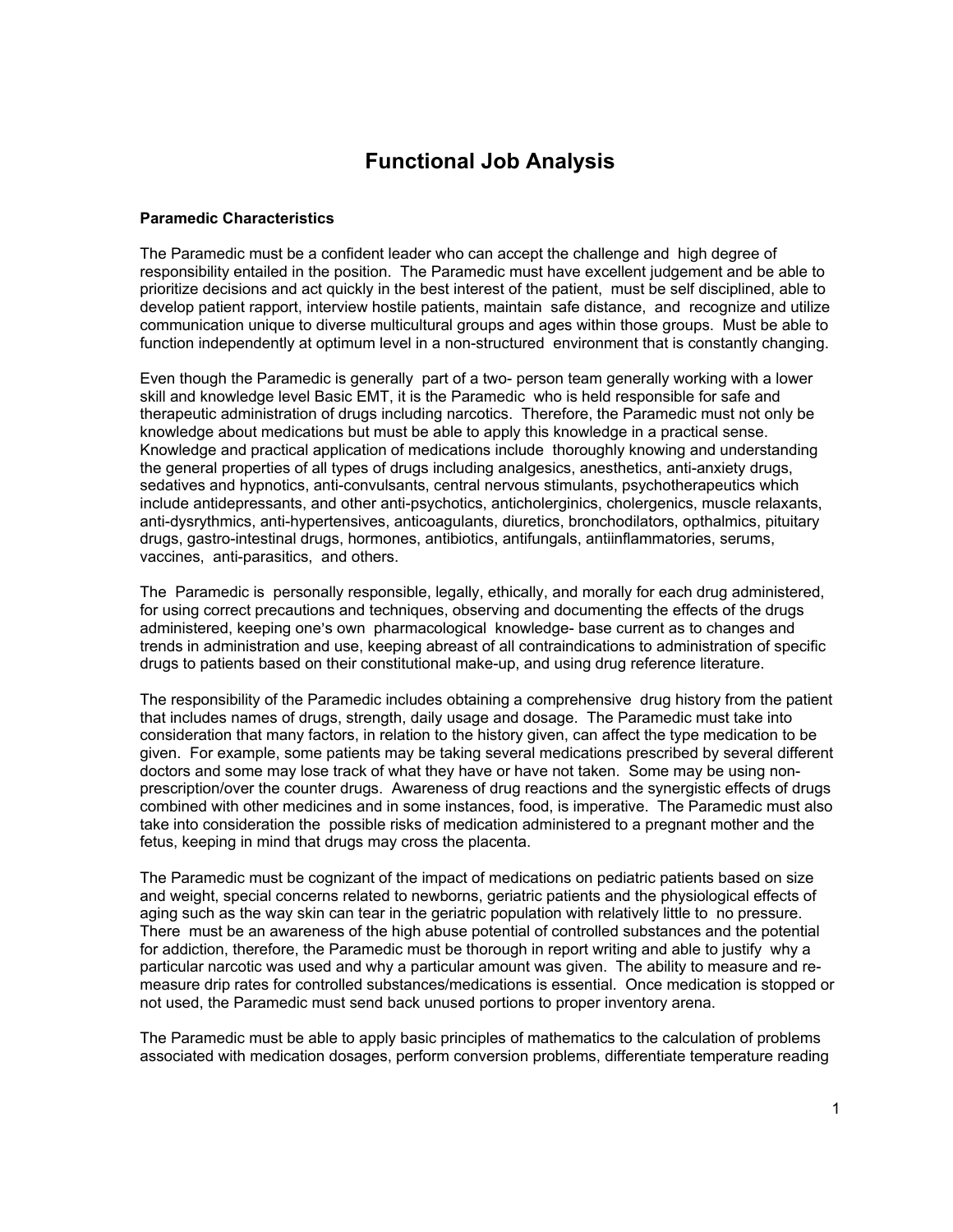# Functional Job Analysis

**Paramedic Characteristics**

The Paramedic must be a confident leader who can accept the challenge and high degree of responsibility entailed in the position. The Paramedic must have excellent judgement and be able to prioritize decisions and act quickly in the best interest of the patient, must be self disciplined, able to develop patient rapport, interview hostile patients, maintain safe distance, and recognize and utilize communication unique to diverse multicultural groups and ages within those groups. Must be able to function independently at optimum level in a non-structured environment that is constantly changing.

Even though the Paramedic is generally part of a two- person team generally working with a lower skill and knowledge level Basic EMT, it is the Paramedic who is held responsible for safe and therapeutic administration of drugs including narcotics. Therefore, the Paramedic must not only be knowledge about medications but must be able to apply this knowledge in a practical sense. Knowledge and practical application of medications include thoroughly knowing and understanding the general properties of all types of drugs including analgesics, anesthetics, anti-anxiety drugs, sedatives and hypnotics, anti-convulsants, central nervous stimulants, psychotherapeutics which include antidepressants, and other anti-psychotics, anticholerginics, cholergenics, muscle relaxants, anti-dysrythmics, anti-hypertensives, anticoagulants, diuretics, bronchodilators, opthalmics, pituitary drugs, gastro-intestinal drugs, hormones, antibiotics, antifungals, antiinflammatories, serums, vaccines, anti-parasitics, and others.

The Paramedic is personally responsible, legally, ethically, and morally for each drug administered, for using correct precautions and techniques, observing and documenting the effects of the drugs administered, keeping one's own pharmacological knowledge- base current as to changes and trends in administration and use, keeping abreast of all contraindications to administration of specific drugs to patients based on their constitutional make-up, and using drug reference literature.

The responsibility of the Paramedic includes obtaining a comprehensive drug history from the patient that includes names of drugs, strength, daily usage and dosage. The Paramedic must take into consideration that many factors, in relation to the history given, can affect the type medication to be given. For example, some patients may be taking several medications prescribed by several different doctors and some may lose track of what they have or have not taken. Some may be using non-prescription/over the counter drugs. Awareness of drug reactions and the synergistic effects of drugs combined with other medicines and in some instances, food, is imperative. The Paramedic must also take into consideration the possible risks of medication administered to a pregnant mother and the fetus, keeping in mind that drugs may cross the placenta.

The Paramedic must be cognizant of the impact of medications on pediatric patients based on size and weight, special concerns related to newborns, geriatric patients and the physiological effects of aging such as the way skin can tear in the geriatric population with relatively little to no pressure. There must be an awareness of the high abuse potential of controlled substances and the potential for addiction, therefore, the Paramedic must be thorough in report writing and able to justify why a particular narcotic was used and why a particular amount was given. The ability to measure and re-measure drip rates for controlled substances/medications is essential. Once medication is stopped or not used, the Paramedic must send back unused portions to proper inventory arena.

The Paramedic must be able to apply basic principles of mathematics to the calculation of problems associated with medication dosages, perform conversion problems, differentiate temperature reading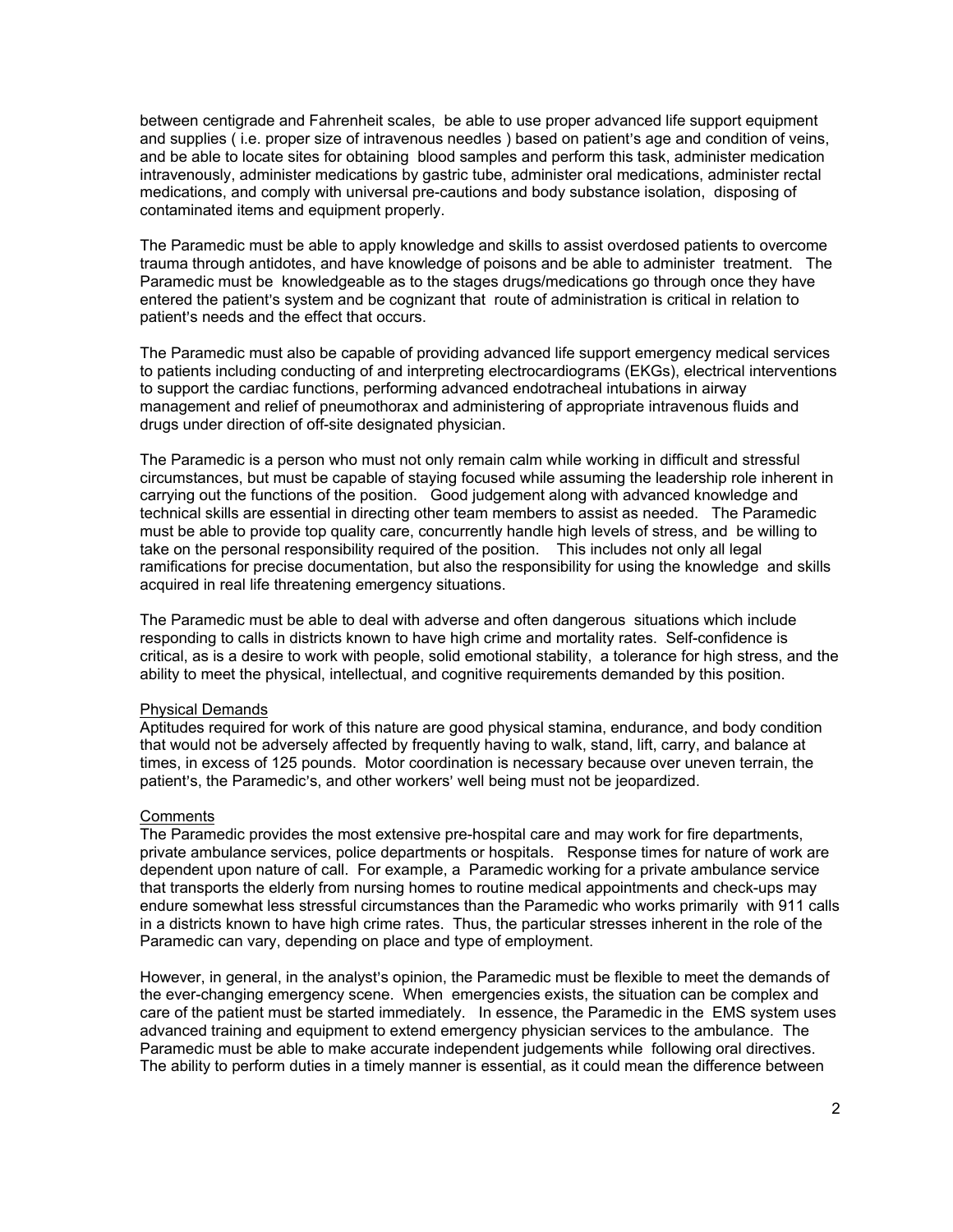between centigrade and Fahrenheit scales, be able to use proper advanced life support equipment and supplies ( i.e. proper size of intravenous needles ) based on patient's age and condition of veins, and be able to locate sites for obtaining blood samples and perform this task, administer medication intravenously, administer medications by gastric tube, administer oral medications, administer rectal medications, and comply with universal pre-cautions and body substance isolation, disposing of contaminated items and equipment properly.

The Paramedic must be able to apply knowledge and skills to assist overdosed patients to overcome trauma through antidotes, and have knowledge of poisons and be able to administer treatment. The Paramedic must be knowledgeable as to the stages drugs/medications go through once they have entered the patient's system and be cognizant that route of administration is critical in relation to patient's needs and the effect that occurs.

The Paramedic must also be capable of providing advanced life support emergency medical services to patients including conducting of and interpreting electrocardiograms (EKGs), electrical interventions to support the cardiac functions, performing advanced endotracheal intubations in airway management and relief of pneumothorax and administering of appropriate intravenous fluids and drugs under direction of off-site designated physician.

The Paramedic is a person who must not only remain calm while working in difficult and stressful circumstances, but must be capable of staying focused while assuming the leadership role inherent in carrying out the functions of the position. Good judgement along with advanced knowledge and technical skills are essential in directing other team members to assist as needed. The Paramedic must be able to provide top quality care, concurrently handle high levels of stress, and be willing to take on the personal responsibility required of the position. This includes not only all legal ramifications for precise documentation, but also the responsibility for using the knowledge and skills acquired in real life threatening emergency situations.

The Paramedic must be able to deal with adverse and often dangerous situations which include responding to calls in districts known to have high crime and mortality rates. Self-confidence is critical, as is a desire to work with people, solid emotional stability, a tolerance for high stress, and the ability to meet the physical, intellectual, and cognitive requirements demanded by this position.

Physical Demands

Aptitudes required for work of this nature are good physical stamina, endurance, and body condition that would not be adversely affected by frequently having to walk, stand, lift, carry, and balance at times, in excess of 125 pounds. Motor coordination is necessary because over uneven terrain, the patient's, the Paramedic's, and other workers' well being must not be jeopardized.

Comments

The Paramedic provides the most extensive pre-hospital care and may work for fire departments, private ambulance services, police departments or hospitals. Response times for nature of work are dependent upon nature of call. For example, a Paramedic working for a private ambulance service that transports the elderly from nursing homes to routine medical appointments and check-ups may endure somewhat less stressful circumstances than the Paramedic who works primarily with 911 calls in a districts known to have high crime rates. Thus, the particular stresses inherent in the role of the Paramedic can vary, depending on place and type of employment.

However, in general, in the analyst's opinion, the Paramedic must be flexible to meet the demands of the ever-changing emergency scene. When emergencies exists, the situation can be complex and care of the patient must be started immediately. In essence, the Paramedic in the EMS system uses advanced training and equipment to extend emergency physician services to the ambulance. The Paramedic must be able to make accurate independent judgements while following oral directives. The ability to perform duties in a timely manner is essential, as it could mean the difference between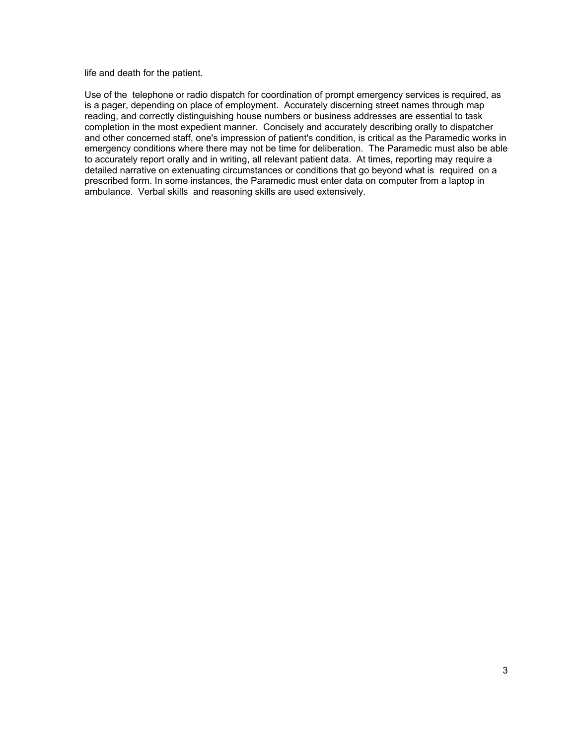life and death for the patient.

Use of the telephone or radio dispatch for coordination of prompt emergency services is required, as is a pager, depending on place of employment. Accurately discerning street names through map reading, and correctly distinguishing house numbers or business addresses are essential to task completion in the most expedient manner. Concisely and accurately describing orally to dispatcher and other concerned staff, one's impression of patient's condition, is critical as the Paramedic works in emergency conditions where there may not be time for deliberation. The Paramedic must also be able to accurately report orally and in writing, all relevant patient data. At times, reporting may require a detailed narrative on extenuating circumstances or conditions that go beyond what is required on a prescribed form. In some instances, the Paramedic must enter data on computer from a laptop in ambulance. Verbal skills and reasoning skills are used extensively.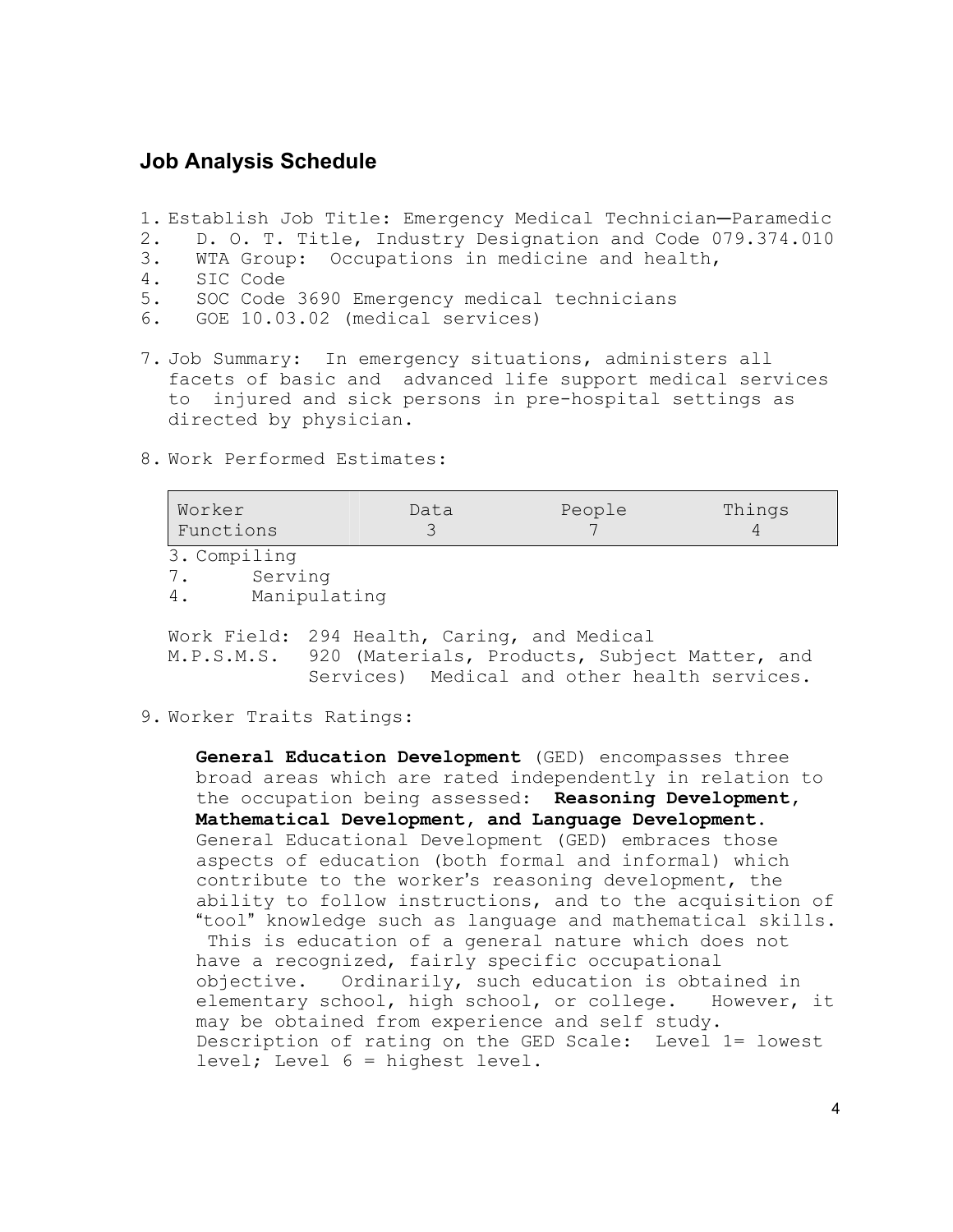## Job Analysis Schedule

1. Establish Job Title: Emergency Medical Technician—Paramedic
2. D. O. T. Title, Industry Designation and Code 079.374.010
3. WTA Group: Occupations in medicine and health,
4. SIC Code
5. SOC Code 3690 Emergency medical technicians
6. GOE 10.03.02 (medical services)

7. Job Summary: In emergency situations, administers all facets of basic and advanced life support medical services to injured and sick persons in pre-hospital settings as directed by physician.

8. Work Performed Estimates:

| Worker Functions | Data | People | Things |
|---|---|---|---|
| | 3 | 7 | 4 |

3. Compiling
7. Serving
4. Manipulating

Work Field: 294 Health, Caring, and Medical
M.P.S.M.S. 920 (Materials, Products, Subject Matter, and Services) Medical and other health services.

9. Worker Traits Ratings:

**General Education Development** (GED) encompasses three broad areas which are rated independently in relation to the occupation being assessed: **Reasoning Development, Mathematical Development, and Language Development.** General Educational Development (GED) embraces those aspects of education (both formal and informal) which contribute to the worker's reasoning development, the ability to follow instructions, and to the acquisition of "tool" knowledge such as language and mathematical skills. This is education of a general nature which does not have a recognized, fairly specific occupational objective. Ordinarily, such education is obtained in elementary school, high school, or college. However, it may be obtained from experience and self study. Description of rating on the GED Scale: Level 1= lowest level; Level 6 = highest level.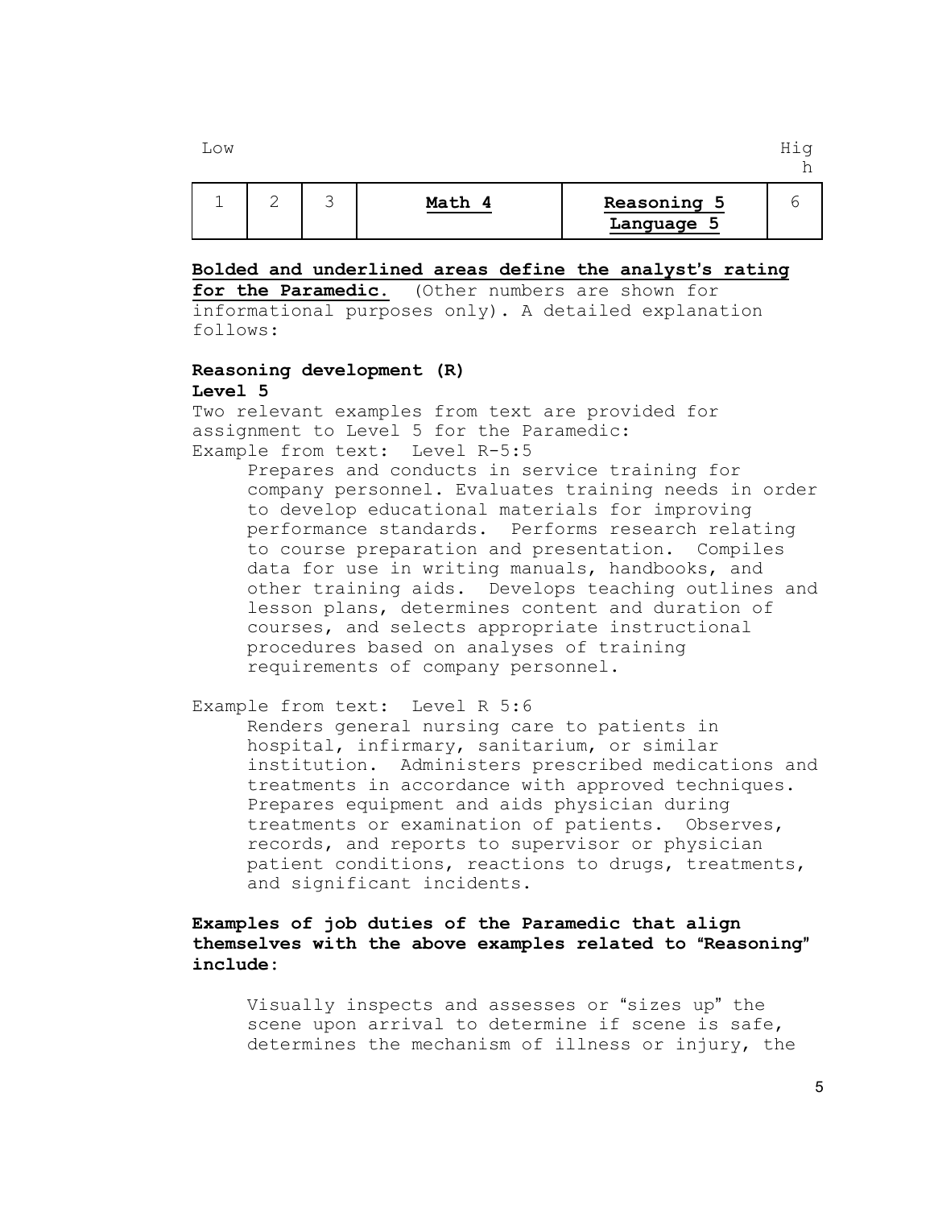Low High

| 1 | 2 | 3 | **Math 4** | **Reasoning 5**<br>**Language 5** | 6 |
|---|---|---|---|---|---|

**Bolded and underlined areas define the analyst's rating for the Paramedic.** (Other numbers are shown for informational purposes only). A detailed explanation follows:

**Reasoning development (R)**
**Level 5**

Two relevant examples from text are provided for assignment to Level 5 for the Paramedic:

Example from text: Level R-5:5

> Prepares and conducts in service training for company personnel. Evaluates training needs in order to develop educational materials for improving performance standards. Performs research relating to course preparation and presentation. Compiles data for use in writing manuals, handbooks, and other training aids. Develops teaching outlines and lesson plans, determines content and duration of courses, and selects appropriate instructional procedures based on analyses of training requirements of company personnel.

Example from text: Level R 5:6

> Renders general nursing care to patients in hospital, infirmary, sanitarium, or similar institution. Administers prescribed medications and treatments in accordance with approved techniques. Prepares equipment and aids physician during treatments or examination of patients. Observes, records, and reports to supervisor or physician patient conditions, reactions to drugs, treatments, and significant incidents.

**Examples of job duties of the Paramedic that align themselves with the above examples related to "Reasoning" include:**

> Visually inspects and assesses or "sizes up" the scene upon arrival to determine if scene is safe, determines the mechanism of illness or injury, the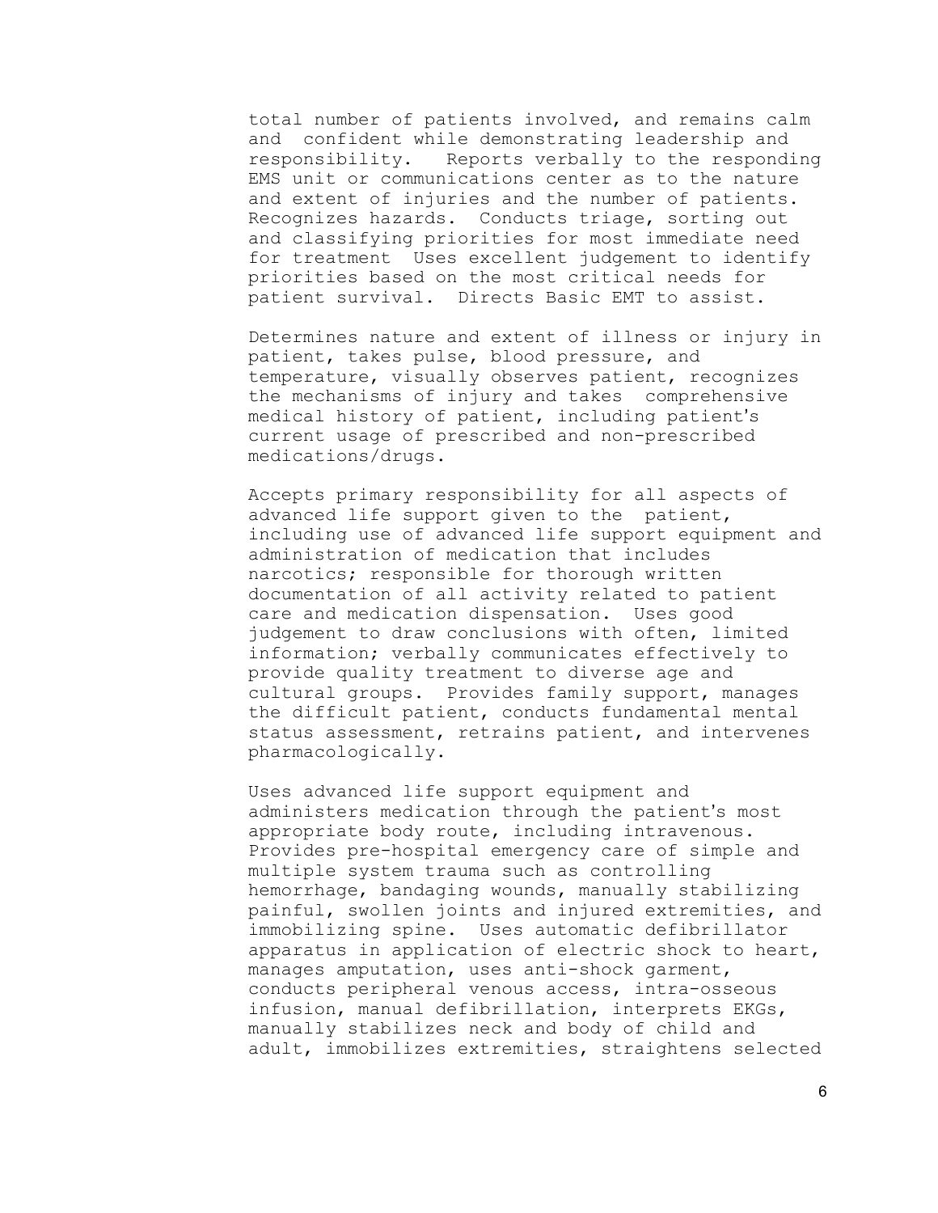total number of patients involved, and remains calm and confident while demonstrating leadership and responsibility. Reports verbally to the responding EMS unit or communications center as to the nature and extent of injuries and the number of patients. Recognizes hazards. Conducts triage, sorting out and classifying priorities for most immediate need for treatment Uses excellent judgement to identify priorities based on the most critical needs for patient survival. Directs Basic EMT to assist.

Determines nature and extent of illness or injury in patient, takes pulse, blood pressure, and temperature, visually observes patient, recognizes the mechanisms of injury and takes comprehensive medical history of patient, including patient's current usage of prescribed and non-prescribed medications/drugs.

Accepts primary responsibility for all aspects of advanced life support given to the patient, including use of advanced life support equipment and administration of medication that includes narcotics; responsible for thorough written documentation of all activity related to patient care and medication dispensation. Uses good judgement to draw conclusions with often, limited information; verbally communicates effectively to provide quality treatment to diverse age and cultural groups. Provides family support, manages the difficult patient, conducts fundamental mental status assessment, retrains patient, and intervenes pharmacologically.

Uses advanced life support equipment and administers medication through the patient's most appropriate body route, including intravenous. Provides pre-hospital emergency care of simple and multiple system trauma such as controlling hemorrhage, bandaging wounds, manually stabilizing painful, swollen joints and injured extremities, and immobilizing spine. Uses automatic defibrillator apparatus in application of electric shock to heart, manages amputation, uses anti-shock garment, conducts peripheral venous access, intra-osseous infusion, manual defibrillation, interprets EKGs, manually stabilizes neck and body of child and adult, immobilizes extremities, straightens selected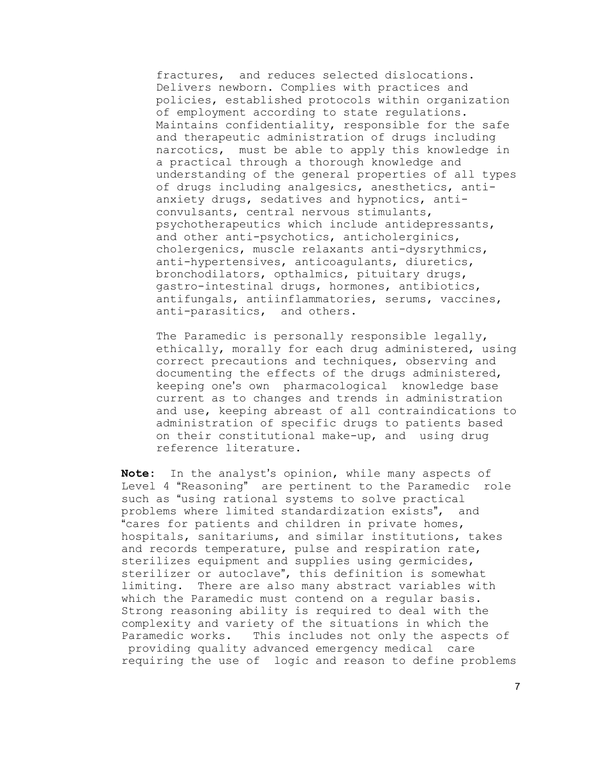fractures, and reduces selected dislocations. Delivers newborn. Complies with practices and policies, established protocols within organization of employment according to state regulations. Maintains confidentiality, responsible for the safe and therapeutic administration of drugs including narcotics, must be able to apply this knowledge in a practical through a thorough knowledge and understanding of the general properties of all types of drugs including analgesics, anesthetics, anti-anxiety drugs, sedatives and hypnotics, anti-convulsants, central nervous stimulants, psychotherapeutics which include antidepressants, and other anti-psychotics, anticholerginics, cholergenics, muscle relaxants anti-dysrythmics, anti-hypertensives, anticoagulants, diuretics, bronchodilators, opthalmics, pituitary drugs, gastro-intestinal drugs, hormones, antibiotics, antifungals, antiinflammatories, serums, vaccines, anti-parasitics, and others.

The Paramedic is personally responsible legally, ethically, morally for each drug administered, using correct precautions and techniques, observing and documenting the effects of the drugs administered, keeping one's own pharmacological knowledge base current as to changes and trends in administration and use, keeping abreast of all contraindications to administration of specific drugs to patients based on their constitutional make-up, and using drug reference literature.

**Note:** In the analyst's opinion, while many aspects of Level 4 "Reasoning" are pertinent to the Paramedic role such as "using rational systems to solve practical problems where limited standardization exists", and "cares for patients and children in private homes, hospitals, sanitariums, and similar institutions, takes and records temperature, pulse and respiration rate, sterilizes equipment and supplies using germicides, sterilizer or autoclave", this definition is somewhat limiting. There are also many abstract variables with which the Paramedic must contend on a regular basis. Strong reasoning ability is required to deal with the complexity and variety of the situations in which the Paramedic works. This includes not only the aspects of providing quality advanced emergency medical care requiring the use of logic and reason to define problems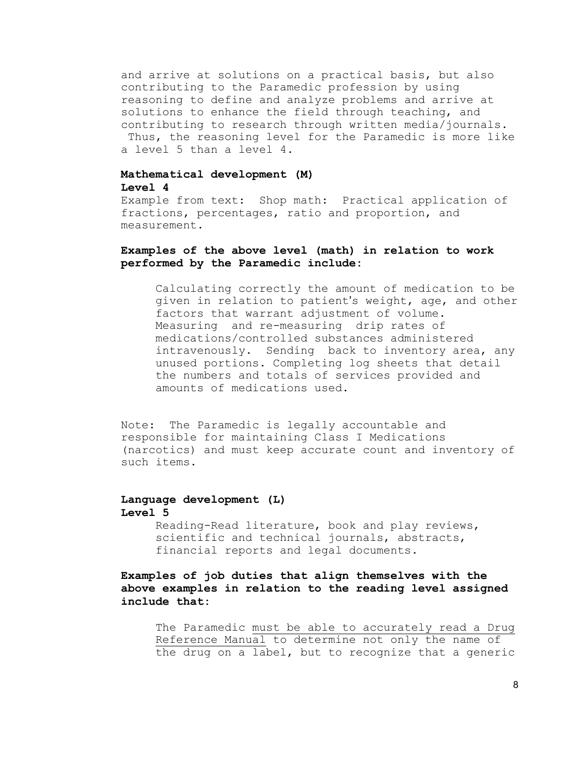and arrive at solutions on a practical basis, but also contributing to the Paramedic profession by using reasoning to define and analyze problems and arrive at solutions to enhance the field through teaching, and contributing to research through written media/journals. Thus, the reasoning level for the Paramedic is more like a level 5 than a level 4.

**Mathematical development (M)**
**Level 4**

Example from text: Shop math: Practical application of fractions, percentages, ratio and proportion, and measurement.

**Examples of the above level (math) in relation to work performed by the Paramedic include:**

> Calculating correctly the amount of medication to be given in relation to patient's weight, age, and other factors that warrant adjustment of volume. Measuring and re-measuring drip rates of medications/controlled substances administered intravenously. Sending back to inventory area, any unused portions. Completing log sheets that detail the numbers and totals of services provided and amounts of medications used.

Note: The Paramedic is legally accountable and responsible for maintaining Class I Medications (narcotics) and must keep accurate count and inventory of such items.

**Language development (L)**
**Level 5**

> Reading-Read literature, book and play reviews, scientific and technical journals, abstracts, financial reports and legal documents.

**Examples of job duties that align themselves with the above examples in relation to the reading level assigned include that:**

> The Paramedic <u>must be able to accurately read a Drug Reference Manual</u> to determine not only the name of the drug on a label, but to recognize that a generic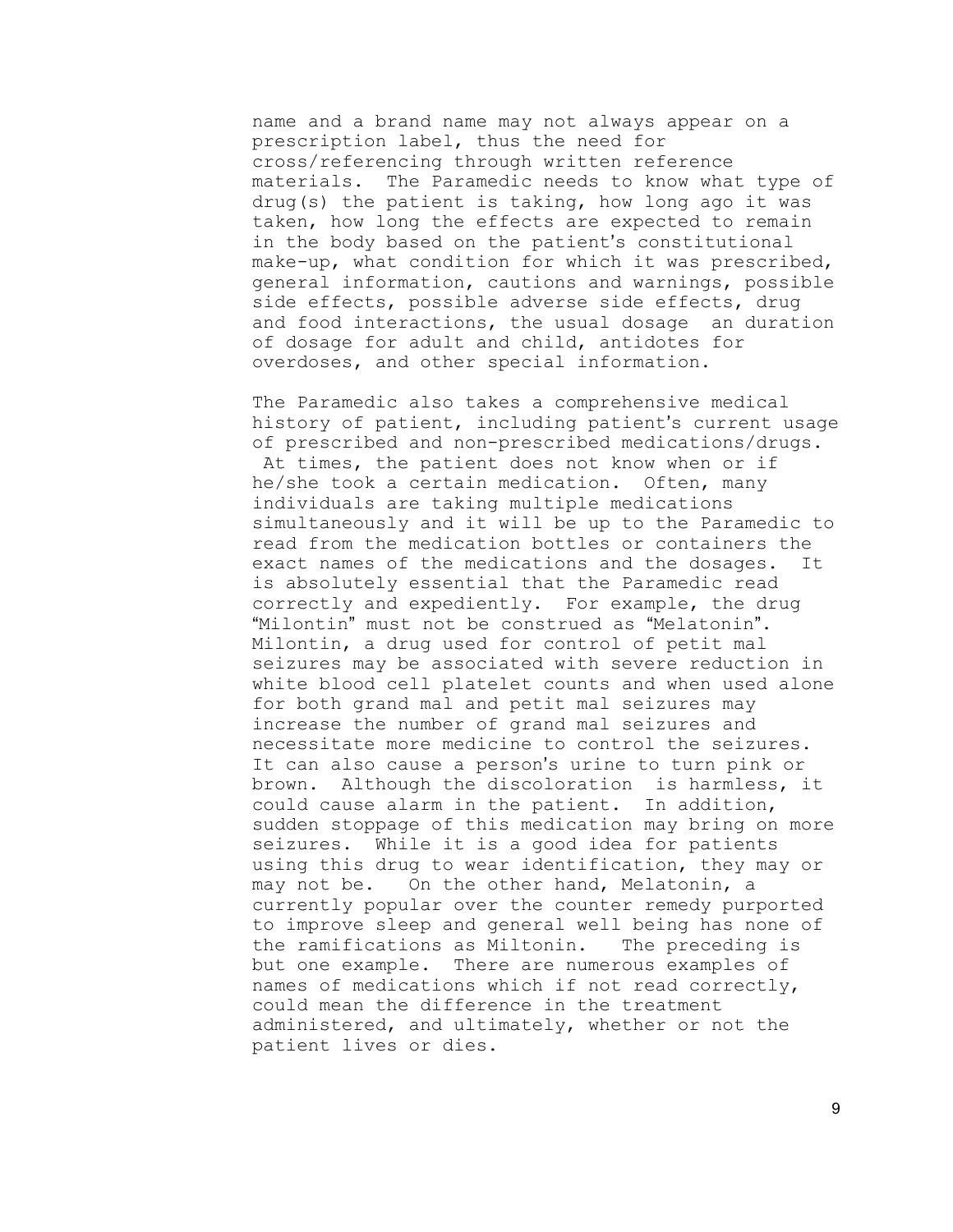name and a brand name may not always appear on a prescription label, thus the need for cross/referencing through written reference materials. The Paramedic needs to know what type of drug(s) the patient is taking, how long ago it was taken, how long the effects are expected to remain in the body based on the patient's constitutional make-up, what condition for which it was prescribed, general information, cautions and warnings, possible side effects, possible adverse side effects, drug and food interactions, the usual dosage an duration of dosage for adult and child, antidotes for overdoses, and other special information.

The Paramedic also takes a comprehensive medical history of patient, including patient's current usage of prescribed and non-prescribed medications/drugs. At times, the patient does not know when or if he/she took a certain medication. Often, many individuals are taking multiple medications simultaneously and it will be up to the Paramedic to read from the medication bottles or containers the exact names of the medications and the dosages. It is absolutely essential that the Paramedic read correctly and expediently. For example, the drug "Milontin" must not be construed as "Melatonin". Milontin, a drug used for control of petit mal seizures may be associated with severe reduction in white blood cell platelet counts and when used alone for both grand mal and petit mal seizures may increase the number of grand mal seizures and necessitate more medicine to control the seizures. It can also cause a person's urine to turn pink or brown. Although the discoloration is harmless, it could cause alarm in the patient. In addition, sudden stoppage of this medication may bring on more seizures. While it is a good idea for patients using this drug to wear identification, they may or may not be. On the other hand, Melatonin, a currently popular over the counter remedy purported to improve sleep and general well being has none of the ramifications as Miltonin. The preceding is but one example. There are numerous examples of names of medications which if not read correctly, could mean the difference in the treatment administered, and ultimately, whether or not the patient lives or dies.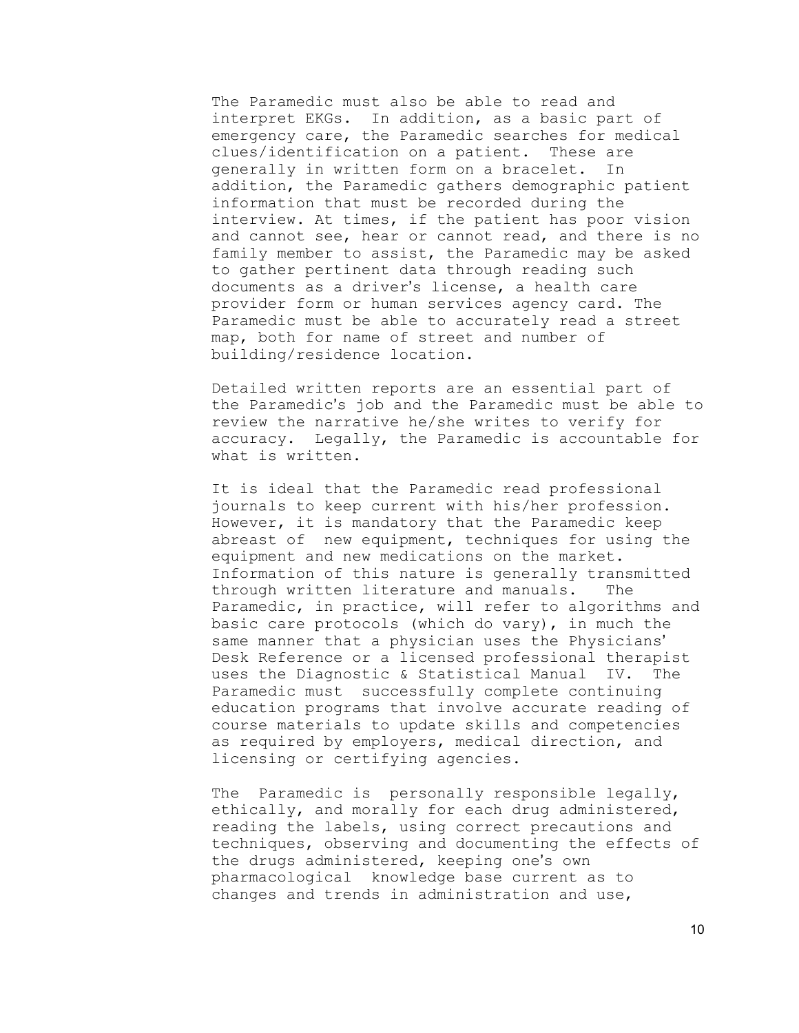The Paramedic must also be able to read and interpret EKGs. In addition, as a basic part of emergency care, the Paramedic searches for medical clues/identification on a patient. These are generally in written form on a bracelet. In addition, the Paramedic gathers demographic patient information that must be recorded during the interview. At times, if the patient has poor vision and cannot see, hear or cannot read, and there is no family member to assist, the Paramedic may be asked to gather pertinent data through reading such documents as a driver's license, a health care provider form or human services agency card. The Paramedic must be able to accurately read a street map, both for name of street and number of building/residence location.

Detailed written reports are an essential part of the Paramedic's job and the Paramedic must be able to review the narrative he/she writes to verify for accuracy. Legally, the Paramedic is accountable for what is written.

It is ideal that the Paramedic read professional journals to keep current with his/her profession. However, it is mandatory that the Paramedic keep abreast of new equipment, techniques for using the equipment and new medications on the market. Information of this nature is generally transmitted through written literature and manuals. The Paramedic, in practice, will refer to algorithms and basic care protocols (which do vary), in much the same manner that a physician uses the Physicians' Desk Reference or a licensed professional therapist uses the Diagnostic & Statistical Manual IV. The Paramedic must successfully complete continuing education programs that involve accurate reading of course materials to update skills and competencies as required by employers, medical direction, and licensing or certifying agencies.

The Paramedic is personally responsible legally, ethically, and morally for each drug administered, reading the labels, using correct precautions and techniques, observing and documenting the effects of the drugs administered, keeping one's own pharmacological knowledge base current as to changes and trends in administration and use,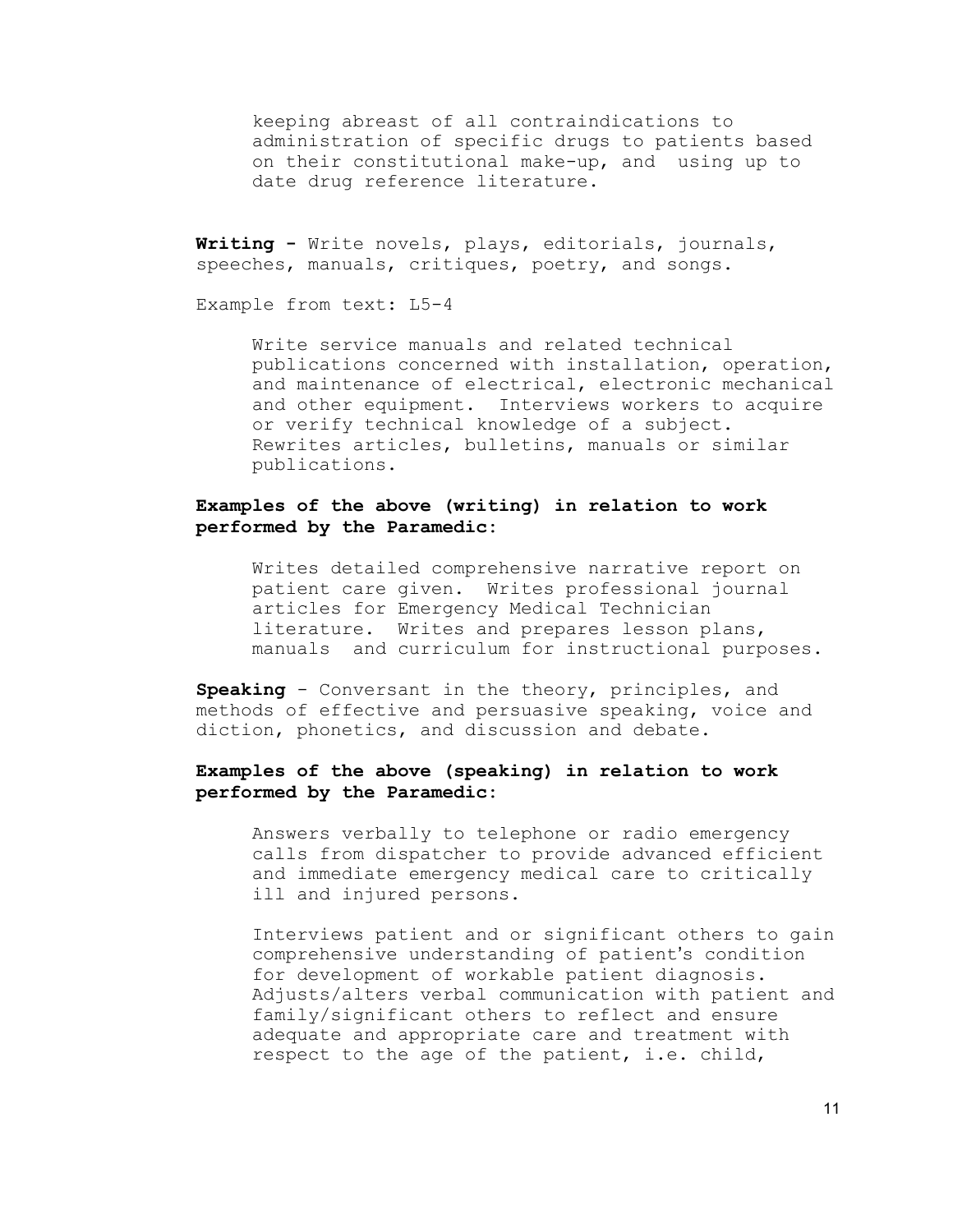keeping abreast of all contraindications to administration of specific drugs to patients based on their constitutional make-up, and using up to date drug reference literature.

**Writing -** Write novels, plays, editorials, journals, speeches, manuals, critiques, poetry, and songs.

Example from text: L5-4

Write service manuals and related technical publications concerned with installation, operation, and maintenance of electrical, electronic mechanical and other equipment. Interviews workers to acquire or verify technical knowledge of a subject. Rewrites articles, bulletins, manuals or similar publications.

**Examples of the above (writing) in relation to work performed by the Paramedic:**

Writes detailed comprehensive narrative report on patient care given. Writes professional journal articles for Emergency Medical Technician literature. Writes and prepares lesson plans, manuals and curriculum for instructional purposes.

**Speaking** - Conversant in the theory, principles, and methods of effective and persuasive speaking, voice and diction, phonetics, and discussion and debate.

**Examples of the above (speaking) in relation to work performed by the Paramedic:**

Answers verbally to telephone or radio emergency calls from dispatcher to provide advanced efficient and immediate emergency medical care to critically ill and injured persons.

Interviews patient and or significant others to gain comprehensive understanding of patient's condition for development of workable patient diagnosis. Adjusts/alters verbal communication with patient and family/significant others to reflect and ensure adequate and appropriate care and treatment with respect to the age of the patient, i.e. child,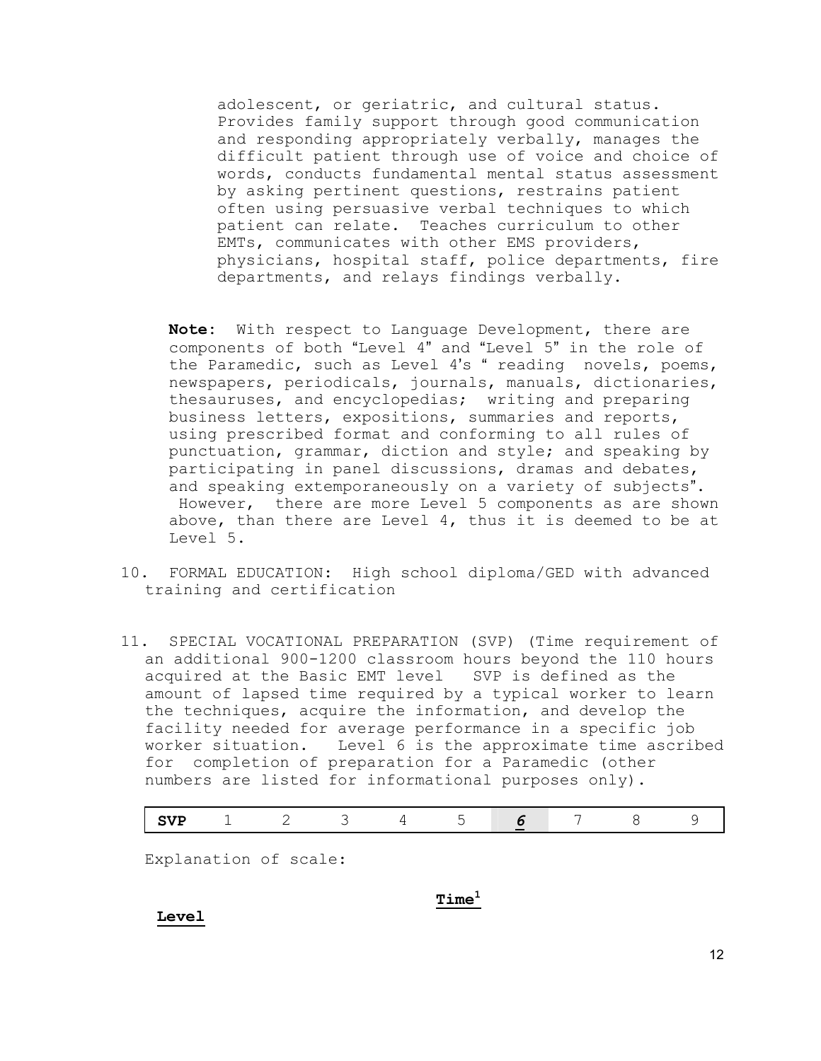adolescent, or geriatric, and cultural status. Provides family support through good communication and responding appropriately verbally, manages the difficult patient through use of voice and choice of words, conducts fundamental mental status assessment by asking pertinent questions, restrains patient often using persuasive verbal techniques to which patient can relate. Teaches curriculum to other EMTs, communicates with other EMS providers, physicians, hospital staff, police departments, fire departments, and relays findings verbally.

**Note:** With respect to Language Development, there are components of both "Level 4" and "Level 5" in the role of the Paramedic, such as Level 4's " reading novels, poems, newspapers, periodicals, journals, manuals, dictionaries, thesauruses, and encyclopedias; writing and preparing business letters, expositions, summaries and reports, using prescribed format and conforming to all rules of punctuation, grammar, diction and style; and speaking by participating in panel discussions, dramas and debates, and speaking extemporaneously on a variety of subjects". However, there are more Level 5 components as are shown above, than there are Level 4, thus it is deemed to be at Level 5.

10. FORMAL EDUCATION: High school diploma/GED with advanced training and certification

11. SPECIAL VOCATIONAL PREPARATION (SVP) (Time requirement of an additional 900-1200 classroom hours beyond the 110 hours acquired at the Basic EMT level SVP is defined as the amount of lapsed time required by a typical worker to learn the techniques, acquire the information, and develop the facility needed for average performance in a specific job worker situation. Level 6 is the approximate time ascribed for completion of preparation for a Paramedic (other numbers are listed for informational purposes only).

| **SVP** | 1 | 2 | 3 | 4 | 5 | ***6*** | 7 | 8 | 9 |
|---|---|---|---|---|---|---|---|---|---|

Explanation of scale:

**Level** **Time**[1]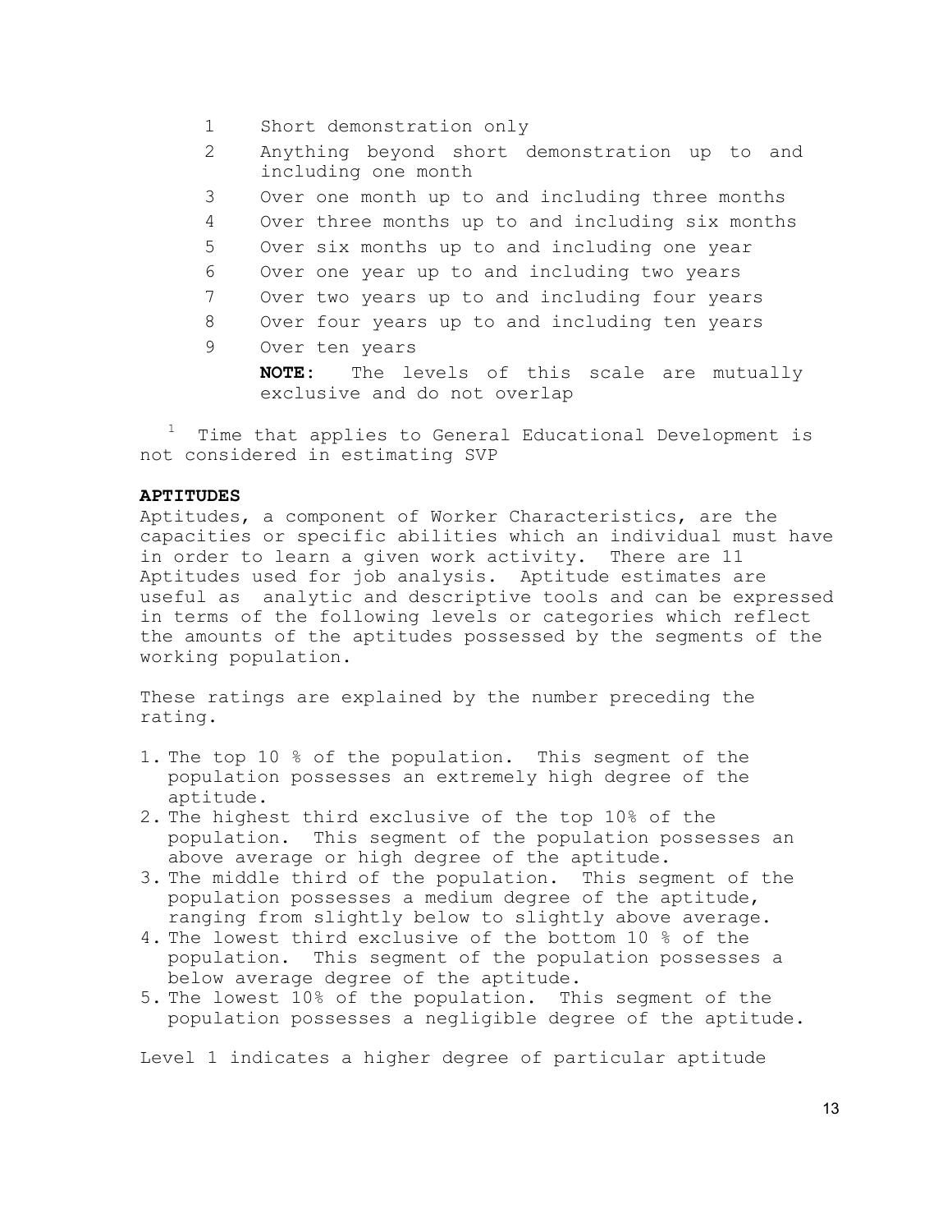1 Short demonstration only

2 Anything beyond short demonstration up to and including one month

3 Over one month up to and including three months

4 Over three months up to and including six months

5 Over six months up to and including one year

6 Over one year up to and including two years

7 Over two years up to and including four years

8 Over four years up to and including ten years

9 Over ten years

**NOTE:** The levels of this scale are mutually exclusive and do not overlap

[1] Time that applies to General Educational Development is not considered in estimating SVP

**APTITUDES**

Aptitudes, a component of Worker Characteristics, are the capacities or specific abilities which an individual must have in order to learn a given work activity. There are 11 Aptitudes used for job analysis. Aptitude estimates are useful as analytic and descriptive tools and can be expressed in terms of the following levels or categories which reflect the amounts of the aptitudes possessed by the segments of the working population.

These ratings are explained by the number preceding the rating.

1. The top 10 % of the population. This segment of the population possesses an extremely high degree of the aptitude.
2. The highest third exclusive of the top 10% of the population. This segment of the population possesses an above average or high degree of the aptitude.
3. The middle third of the population. This segment of the population possesses a medium degree of the aptitude, ranging from slightly below to slightly above average.
4. The lowest third exclusive of the bottom 10 % of the population. This segment of the population possesses a below average degree of the aptitude.
5. The lowest 10% of the population. This segment of the population possesses a negligible degree of the aptitude.

Level 1 indicates a higher degree of particular aptitude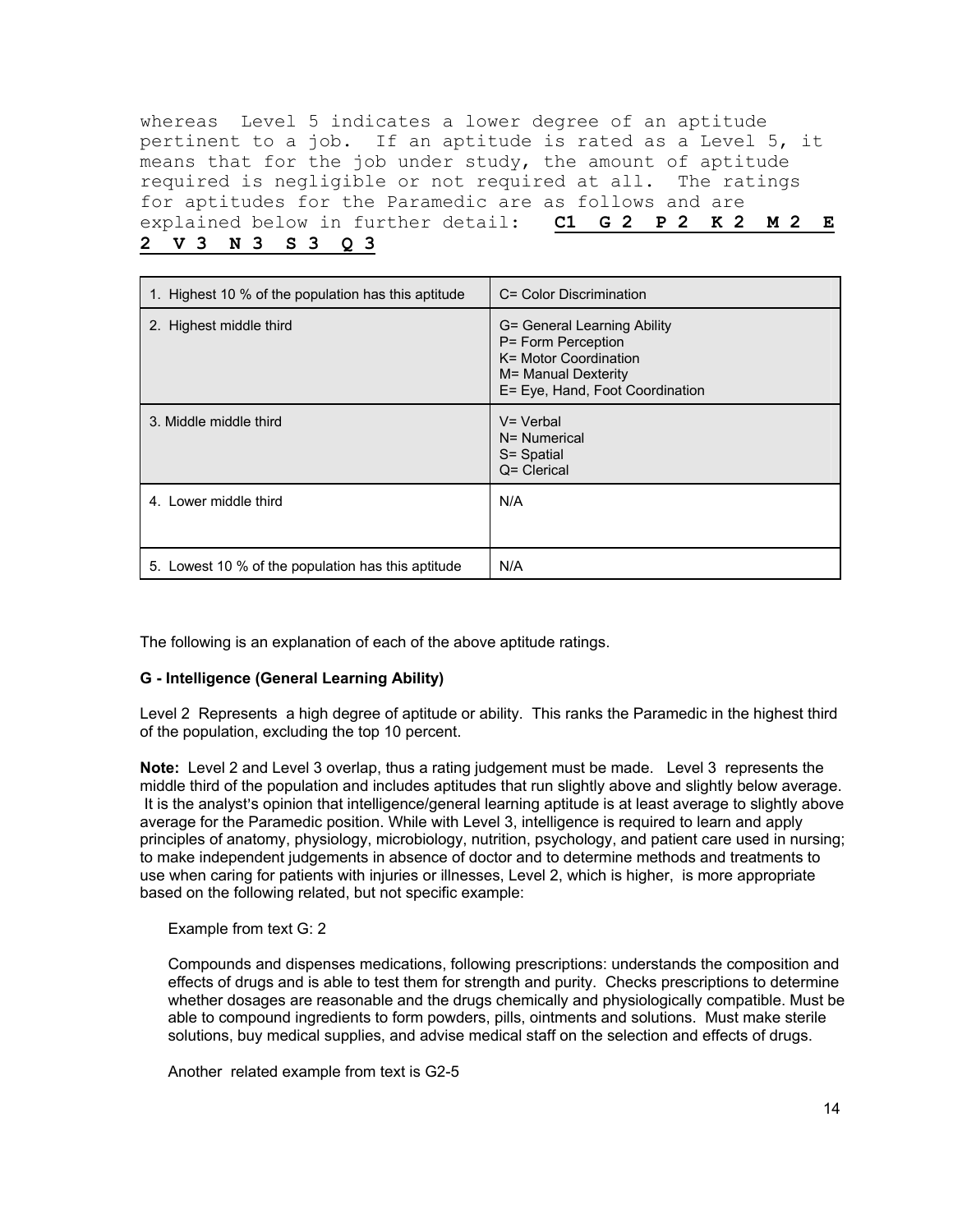whereas Level 5 indicates a lower degree of an aptitude pertinent to a job. If an aptitude is rated as a Level 5, it means that for the job under study, the amount of aptitude required is negligible or not required at all. The ratings for aptitudes for the Paramedic are as follows and are explained below in further detail: **C1 G 2 P 2 K 2 M 2 E 2 V 3 N 3 S 3 Q 3**

| 1. Highest 10 % of the population has this aptitude | C= Color Discrimination |
|---|---|
| 2. Highest middle third | G= General Learning Ability<br>P= Form Perception<br>K= Motor Coordination<br>M= Manual Dexterity<br>E= Eye, Hand, Foot Coordination |
| 3. Middle middle third | V= Verbal<br>N= Numerical<br>S= Spatial<br>Q= Clerical |
| 4. Lower middle third | N/A |
| 5. Lowest 10 % of the population has this aptitude | N/A |

The following is an explanation of each of the above aptitude ratings.

**G - Intelligence (General Learning Ability)**

Level 2 Represents a high degree of aptitude or ability. This ranks the Paramedic in the highest third of the population, excluding the top 10 percent.

**Note:** Level 2 and Level 3 overlap, thus a rating judgement must be made. Level 3 represents the middle third of the population and includes aptitudes that run slightly above and slightly below average. It is the analyst's opinion that intelligence/general learning aptitude is at least average to slightly above average for the Paramedic position. While with Level 3, intelligence is required to learn and apply principles of anatomy, physiology, microbiology, nutrition, psychology, and patient care used in nursing; to make independent judgements in absence of doctor and to determine methods and treatments to use when caring for patients with injuries or illnesses, Level 2, which is higher, is more appropriate based on the following related, but not specific example:

> Example from text G: 2
>
> Compounds and dispenses medications, following prescriptions: understands the composition and effects of drugs and is able to test them for strength and purity. Checks prescriptions to determine whether dosages are reasonable and the drugs chemically and physiologically compatible. Must be able to compound ingredients to form powders, pills, ointments and solutions. Must make sterile solutions, buy medical supplies, and advise medical staff on the selection and effects of drugs.
>
> Another related example from text is G2-5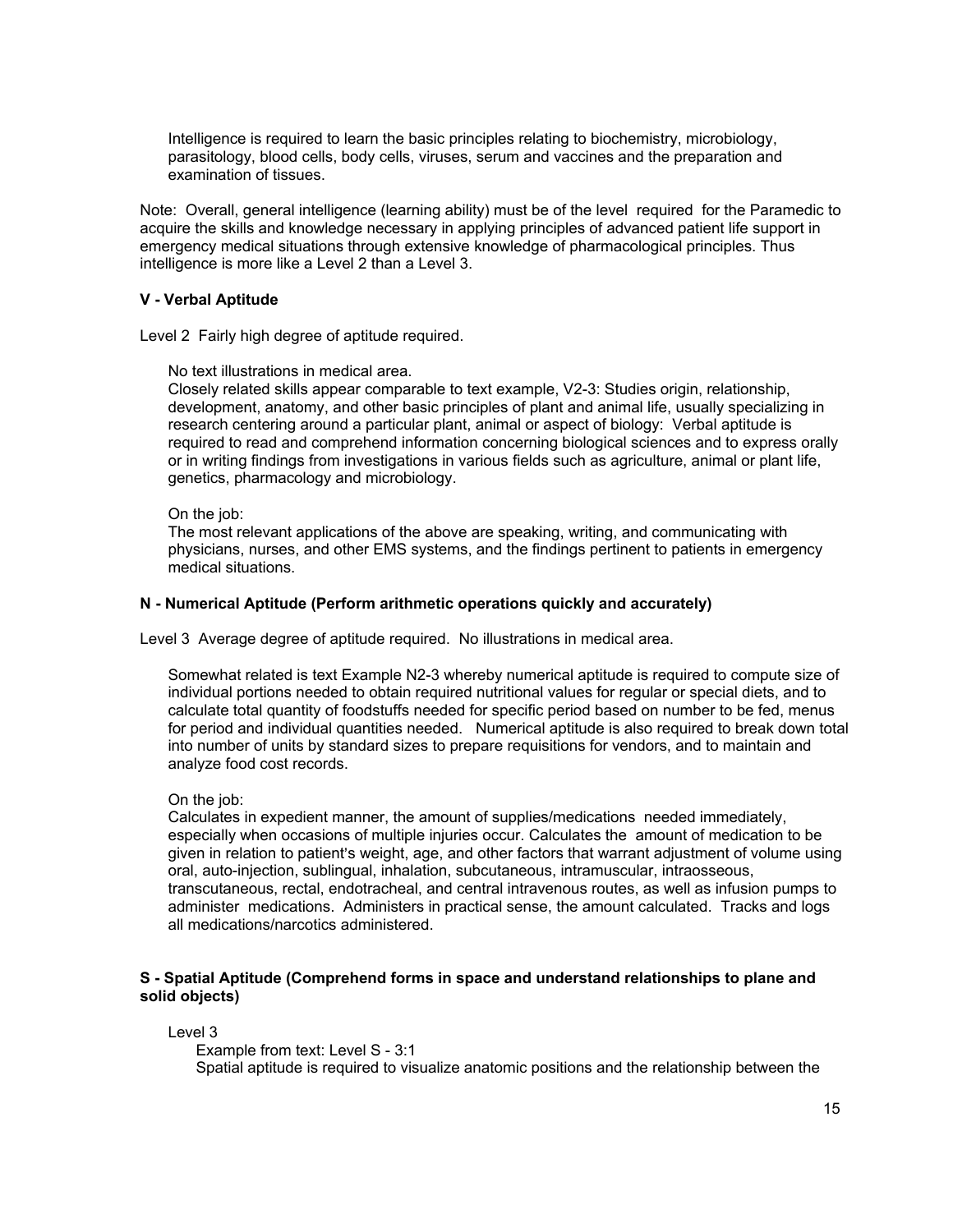Intelligence is required to learn the basic principles relating to biochemistry, microbiology, parasitology, blood cells, body cells, viruses, serum and vaccines and the preparation and examination of tissues.

Note: Overall, general intelligence (learning ability) must be of the level required for the Paramedic to acquire the skills and knowledge necessary in applying principles of advanced patient life support in emergency medical situations through extensive knowledge of pharmacological principles. Thus intelligence is more like a Level 2 than a Level 3.

**V - Verbal Aptitude**

Level 2 Fairly high degree of aptitude required.

No text illustrations in medical area.
Closely related skills appear comparable to text example, V2-3: Studies origin, relationship, development, anatomy, and other basic principles of plant and animal life, usually specializing in research centering around a particular plant, animal or aspect of biology: Verbal aptitude is required to read and comprehend information concerning biological sciences and to express orally or in writing findings from investigations in various fields such as agriculture, animal or plant life, genetics, pharmacology and microbiology.

On the job:
The most relevant applications of the above are speaking, writing, and communicating with physicians, nurses, and other EMS systems, and the findings pertinent to patients in emergency medical situations.

**N - Numerical Aptitude (Perform arithmetic operations quickly and accurately)**

Level 3 Average degree of aptitude required. No illustrations in medical area.

Somewhat related is text Example N2-3 whereby numerical aptitude is required to compute size of individual portions needed to obtain required nutritional values for regular or special diets, and to calculate total quantity of foodstuffs needed for specific period based on number to be fed, menus for period and individual quantities needed. Numerical aptitude is also required to break down total into number of units by standard sizes to prepare requisitions for vendors, and to maintain and analyze food cost records.

On the job:
Calculates in expedient manner, the amount of supplies/medications needed immediately, especially when occasions of multiple injuries occur. Calculates the amount of medication to be given in relation to patient's weight, age, and other factors that warrant adjustment of volume using oral, auto-injection, sublingual, inhalation, subcutaneous, intramuscular, intraosseous, transcutaneous, rectal, endotracheal, and central intravenous routes, as well as infusion pumps to administer medications. Administers in practical sense, the amount calculated. Tracks and logs all medications/narcotics administered.

**S - Spatial Aptitude (Comprehend forms in space and understand relationships to plane and solid objects)**

Level 3
Example from text: Level S - 3:1
Spatial aptitude is required to visualize anatomic positions and the relationship between the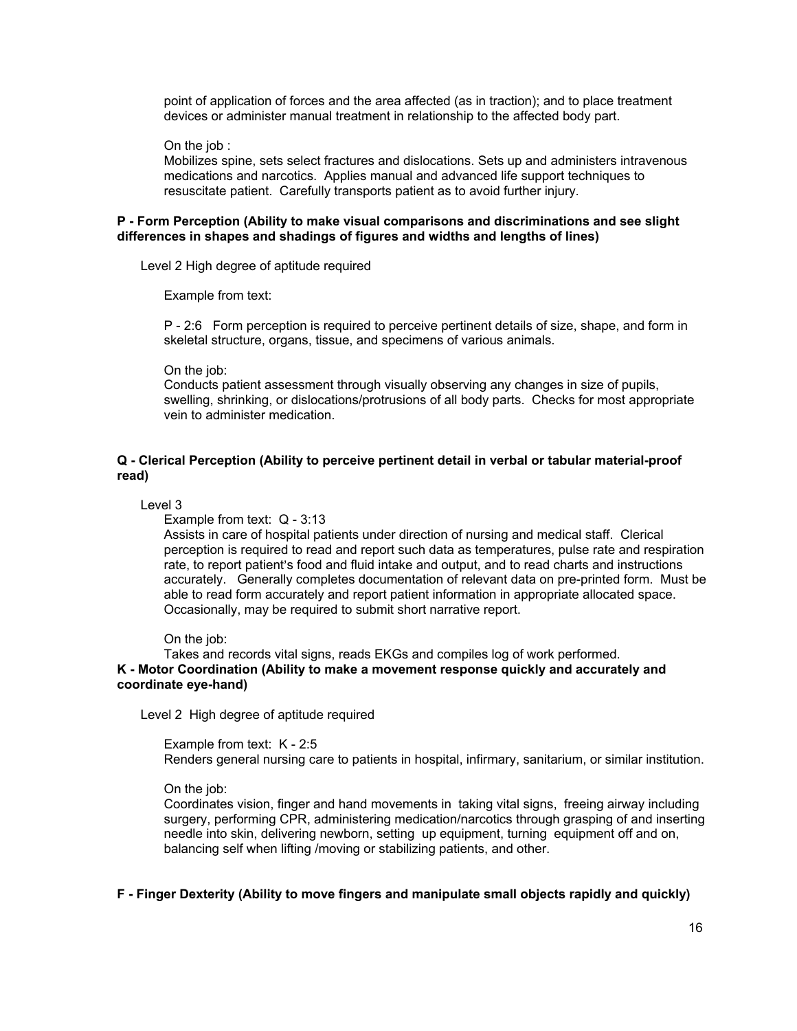point of application of forces and the area affected (as in traction); and to place treatment devices or administer manual treatment in relationship to the affected body part.

On the job :
Mobilizes spine, sets select fractures and dislocations. Sets up and administers intravenous medications and narcotics. Applies manual and advanced life support techniques to resuscitate patient. Carefully transports patient as to avoid further injury.

**P - Form Perception (Ability to make visual comparisons and discriminations and see slight differences in shapes and shadings of figures and widths and lengths of lines)**

Level 2 High degree of aptitude required

Example from text:

P - 2:6 Form perception is required to perceive pertinent details of size, shape, and form in skeletal structure, organs, tissue, and specimens of various animals.

On the job:
Conducts patient assessment through visually observing any changes in size of pupils, swelling, shrinking, or dislocations/protrusions of all body parts. Checks for most appropriate vein to administer medication.

**Q - Clerical Perception (Ability to perceive pertinent detail in verbal or tabular material-proof read)**

Level 3

Example from text: Q - 3:13
Assists in care of hospital patients under direction of nursing and medical staff. Clerical perception is required to read and report such data as temperatures, pulse rate and respiration rate, to report patient's food and fluid intake and output, and to read charts and instructions accurately. Generally completes documentation of relevant data on pre-printed form. Must be able to read form accurately and report patient information in appropriate allocated space. Occasionally, may be required to submit short narrative report.

On the job:
Takes and records vital signs, reads EKGs and compiles log of work performed.

**K - Motor Coordination (Ability to make a movement response quickly and accurately and coordinate eye-hand)**

Level 2 High degree of aptitude required

Example from text: K - 2:5
Renders general nursing care to patients in hospital, infirmary, sanitarium, or similar institution.

On the job:
Coordinates vision, finger and hand movements in taking vital signs, freeing airway including surgery, performing CPR, administering medication/narcotics through grasping of and inserting needle into skin, delivering newborn, setting up equipment, turning equipment off and on, balancing self when lifting /moving or stabilizing patients, and other.

**F - Finger Dexterity (Ability to move fingers and manipulate small objects rapidly and quickly)**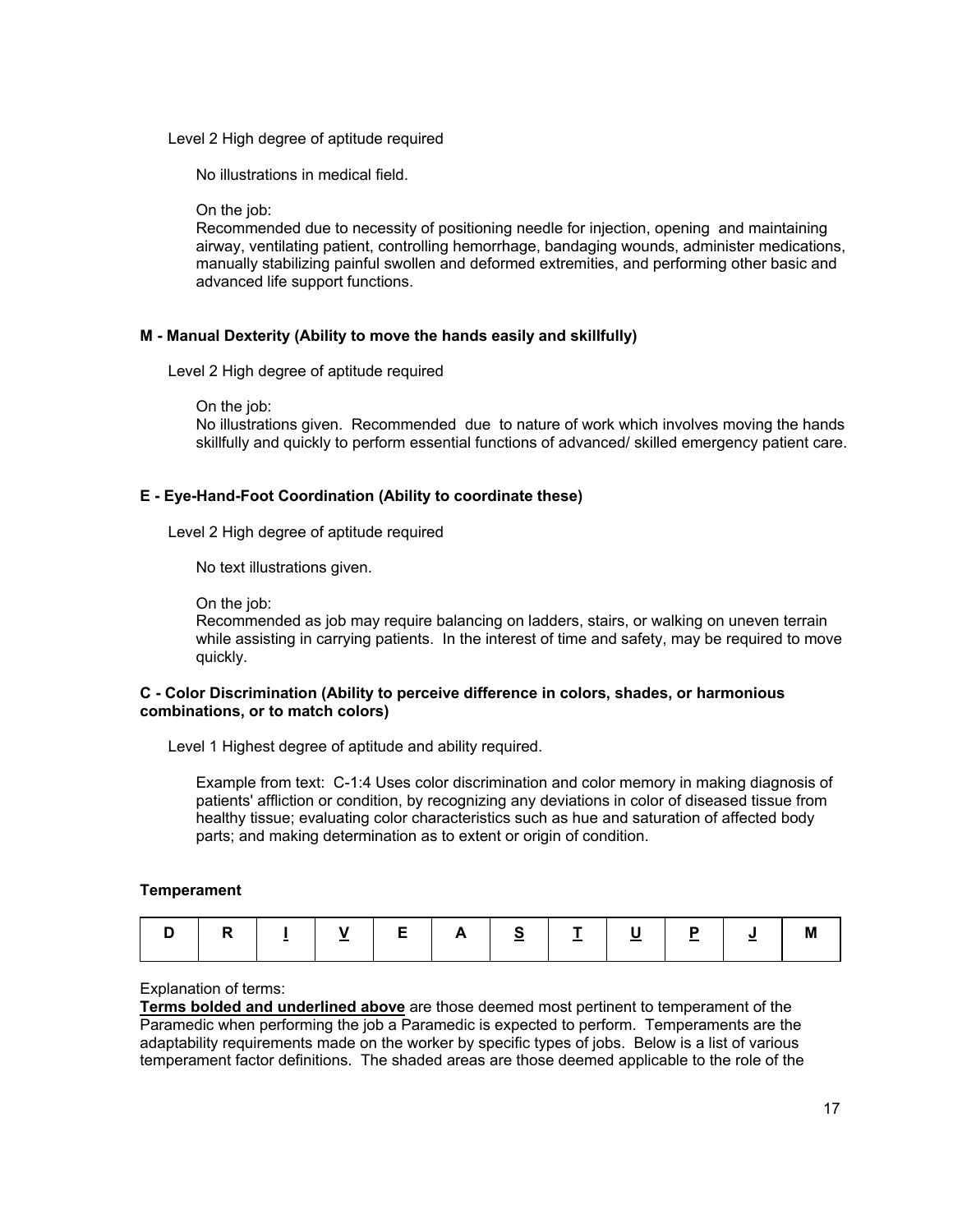Level 2 High degree of aptitude required

No illustrations in medical field.

On the job:
Recommended due to necessity of positioning needle for injection, opening and maintaining airway, ventilating patient, controlling hemorrhage, bandaging wounds, administer medications, manually stabilizing painful swollen and deformed extremities, and performing other basic and advanced life support functions.

**M - Manual Dexterity (Ability to move the hands easily and skillfully)**

Level 2 High degree of aptitude required

On the job:
No illustrations given. Recommended due to nature of work which involves moving the hands skillfully and quickly to perform essential functions of advanced/ skilled emergency patient care.

**E - Eye-Hand-Foot Coordination (Ability to coordinate these)**

Level 2 High degree of aptitude required

No text illustrations given.

On the job:
Recommended as job may require balancing on ladders, stairs, or walking on uneven terrain while assisting in carrying patients. In the interest of time and safety, may be required to move quickly.

**C - Color Discrimination (Ability to perceive difference in colors, shades, or harmonious combinations, or to match colors)**

Level 1 Highest degree of aptitude and ability required.

Example from text: C-1:4 Uses color discrimination and color memory in making diagnosis of patients' affliction or condition, by recognizing any deviations in color of diseased tissue from healthy tissue; evaluating color characteristics such as hue and saturation of affected body parts; and making determination as to extent or origin of condition.

**Temperament**

| D | R | **<u>I</u>** | **<u>V</u>** | E | A | **<u>S</u>** | **<u>T</u>** | **<u>U</u>** | **<u>P</u>** | **<u>J</u>** | M |
|---|---|---|---|---|---|---|---|---|---|---|---|

Explanation of terms:
**<u>Terms bolded and underlined above</u>** are those deemed most pertinent to temperament of the Paramedic when performing the job a Paramedic is expected to perform. Temperaments are the adaptability requirements made on the worker by specific types of jobs. Below is a list of various temperament factor definitions. The shaded areas are those deemed applicable to the role of the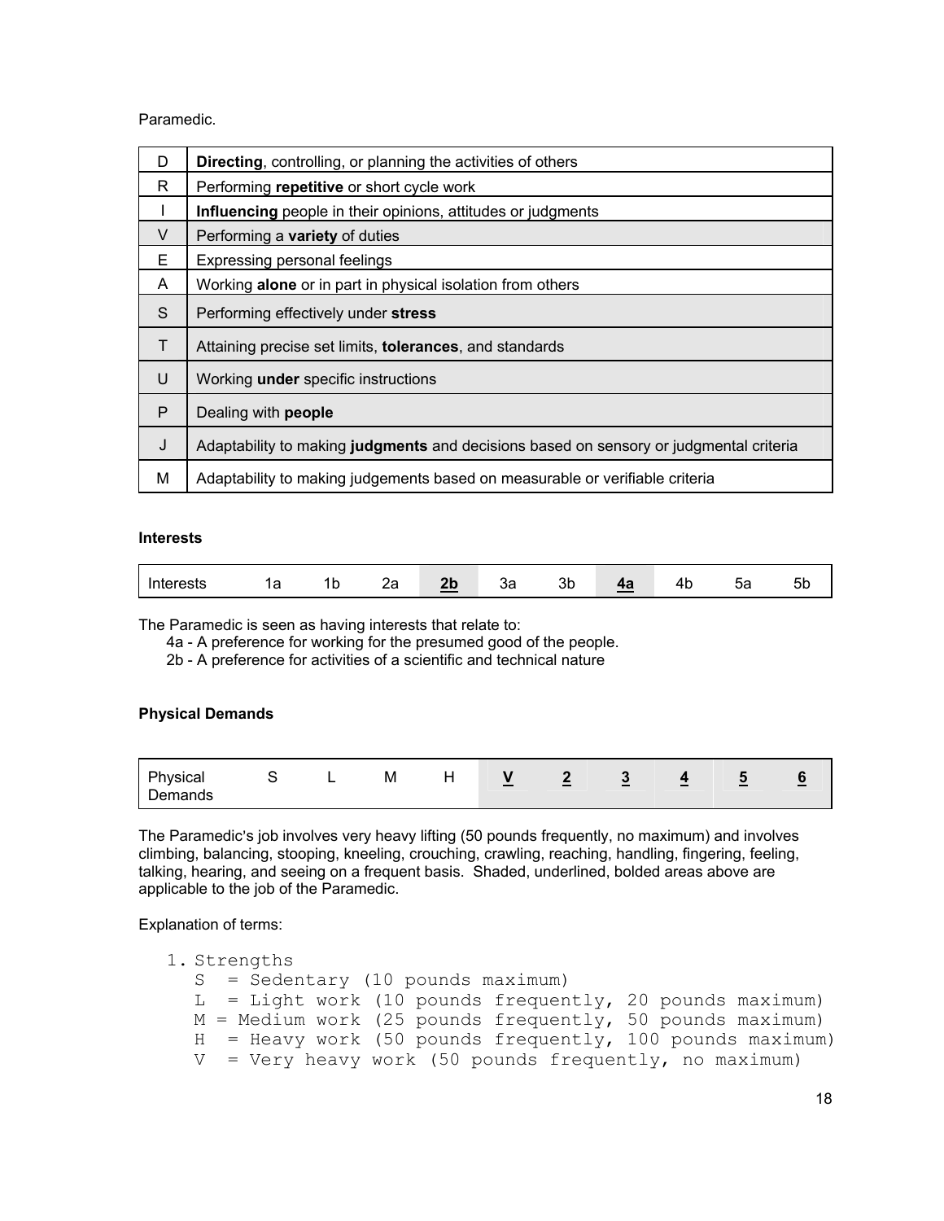Paramedic.

| D | **Directing**, controlling, or planning the activities of others |
|---|---|
| R | Performing **repetitive** or short cycle work |
| I | **Influencing** people in their opinions, attitudes or judgments |
| V | Performing a **variety** of duties |
| E | Expressing personal feelings |
| A | Working **alone** or in part in physical isolation from others |
| S | Performing effectively under **stress** |
| T | Attaining precise set limits, **tolerances**, and standards |
| U | Working **under** specific instructions |
| P | Dealing with **people** |
| J | Adaptability to making **judgments** and decisions based on sensory or judgmental criteria |
| M | Adaptability to making judgements based on measurable or verifiable criteria |

**Interests**

| Interests | 1a | 1b | 2a | **2b** | 3a | 3b | **4a** | 4b | 5a | 5b |
|---|---|---|---|---|---|---|---|---|---|---|

The Paramedic is seen as having interests that relate to:

4a - A preference for working for the presumed good of the people.
2b - A preference for activities of a scientific and technical nature

**Physical Demands**

| Physical Demands | S | L | M | H | **V** | **2** | **3** | **4** | **5** | **6** |
|---|---|---|---|---|---|---|---|---|---|---|

The Paramedic's job involves very heavy lifting (50 pounds frequently, no maximum) and involves climbing, balancing, stooping, kneeling, crouching, crawling, reaching, handling, fingering, feeling, talking, hearing, and seeing on a frequent basis. Shaded, underlined, bolded areas above are applicable to the job of the Paramedic.

Explanation of terms:

1. Strengths
   - S = Sedentary (10 pounds maximum)
   - L = Light work (10 pounds frequently, 20 pounds maximum)
   - M = Medium work (25 pounds frequently, 50 pounds maximum)
   - H = Heavy work (50 pounds frequently, 100 pounds maximum)
   - V = Very heavy work (50 pounds frequently, no maximum)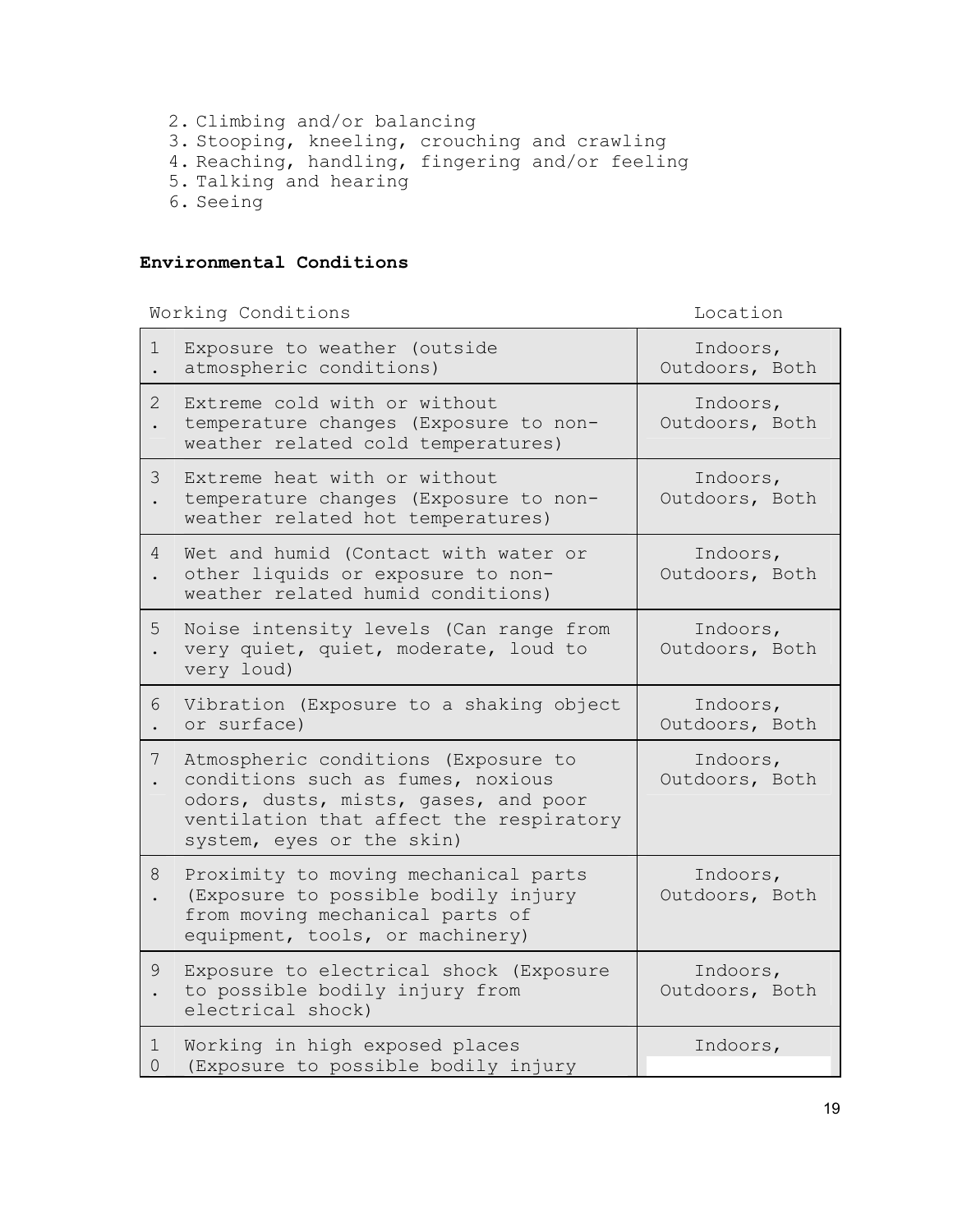2. Climbing and/or balancing
3. Stooping, kneeling, crouching and crawling
4. Reaching, handling, fingering and/or feeling
5. Talking and hearing
6. Seeing

**Environmental Conditions**

| | Working Conditions | Location |
|---|---|---|
| 1. | Exposure to weather (outside atmospheric conditions) | Indoors, Outdoors, Both |
| 2. | Extreme cold with or without temperature changes (Exposure to non-weather related cold temperatures) | Indoors, Outdoors, Both |
| 3. | Extreme heat with or without temperature changes (Exposure to non-weather related hot temperatures) | Indoors, Outdoors, Both |
| 4. | Wet and humid (Contact with water or other liquids or exposure to non-weather related humid conditions) | Indoors, Outdoors, Both |
| 5. | Noise intensity levels (Can range from very quiet, quiet, moderate, loud to very loud) | Indoors, Outdoors, Both |
| 6. | Vibration (Exposure to a shaking object or surface) | Indoors, Outdoors, Both |
| 7. | Atmospheric conditions (Exposure to conditions such as fumes, noxious odors, dusts, mists, gases, and poor ventilation that affect the respiratory system, eyes or the skin) | Indoors, Outdoors, Both |
| 8. | Proximity to moving mechanical parts (Exposure to possible bodily injury from moving mechanical parts of equipment, tools, or machinery) | Indoors, Outdoors, Both |
| 9. | Exposure to electrical shock (Exposure to possible bodily injury from electrical shock) | Indoors, Outdoors, Both |
| 10 | Working in high exposed places (Exposure to possible bodily injury | Indoors, |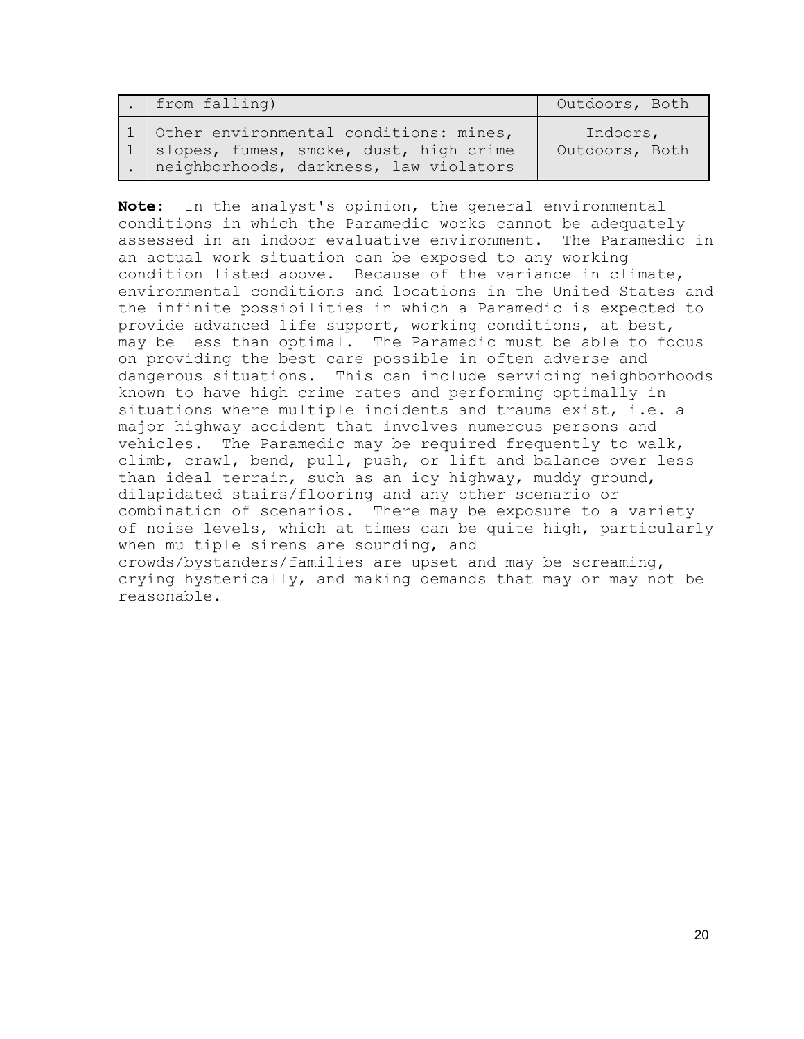| | | |
|---|---|---|
| . | from falling) | Outdoors, Both |
| 11. | Other environmental conditions: mines, slopes, fumes, smoke, dust, high crime neighborhoods, darkness, law violators | Indoors, Outdoors, Both |

**Note**: In the analyst's opinion, the general environmental conditions in which the Paramedic works cannot be adequately assessed in an indoor evaluative environment. The Paramedic in an actual work situation can be exposed to any working condition listed above. Because of the variance in climate, environmental conditions and locations in the United States and the infinite possibilities in which a Paramedic is expected to provide advanced life support, working conditions, at best, may be less than optimal. The Paramedic must be able to focus on providing the best care possible in often adverse and dangerous situations. This can include servicing neighborhoods known to have high crime rates and performing optimally in situations where multiple incidents and trauma exist, i.e. a major highway accident that involves numerous persons and vehicles. The Paramedic may be required frequently to walk, climb, crawl, bend, pull, push, or lift and balance over less than ideal terrain, such as an icy highway, muddy ground, dilapidated stairs/flooring and any other scenario or combination of scenarios. There may be exposure to a variety of noise levels, which at times can be quite high, particularly when multiple sirens are sounding, and crowds/bystanders/families are upset and may be screaming, crying hysterically, and making demands that may or may not be reasonable.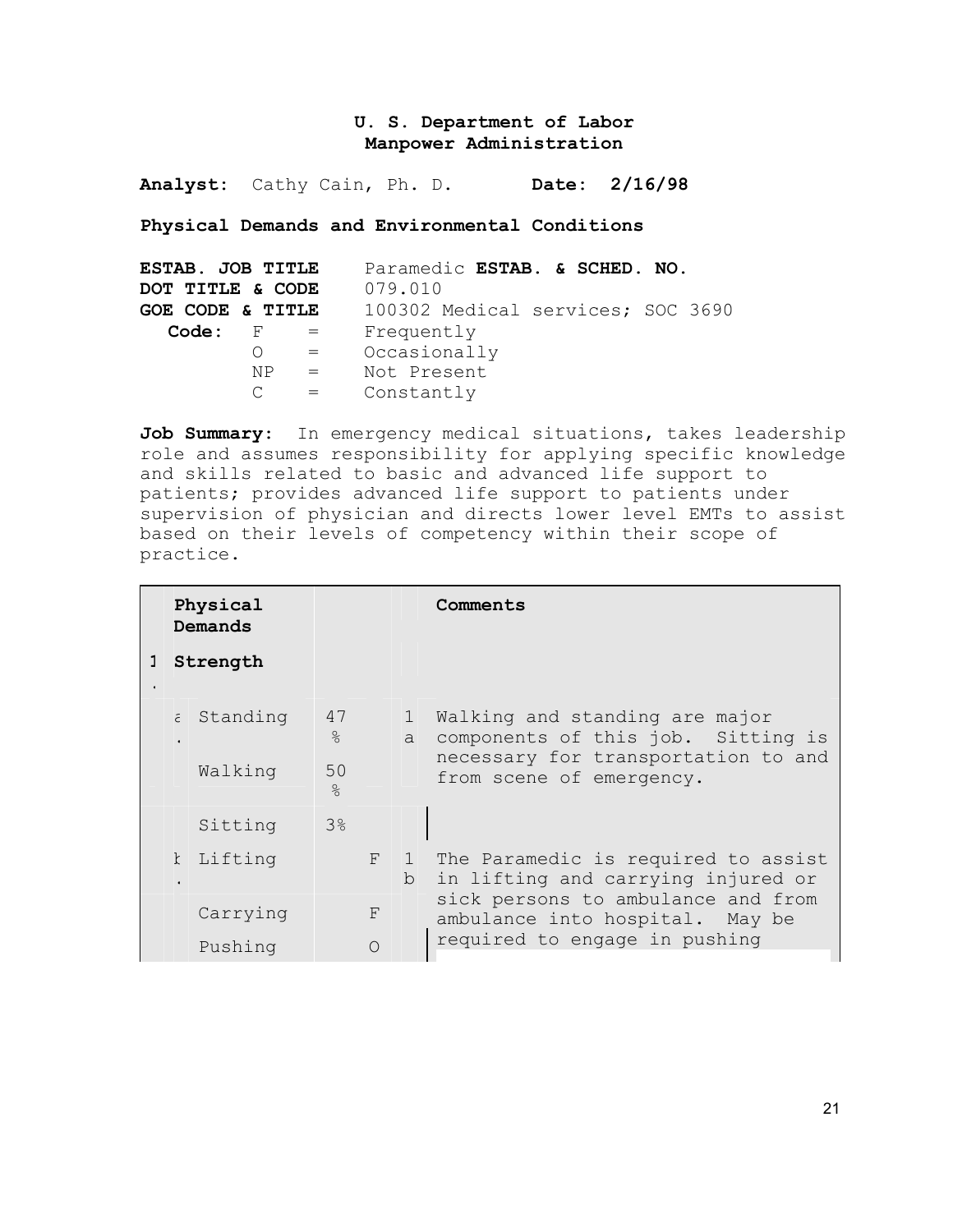**U. S. Department of Labor**
**Manpower Administration**

**Analyst:** Cathy Cain, Ph. D. **Date: 2/16/98**

**Physical Demands and Environmental Conditions**

**ESTAB. JOB TITLE** Paramedic **ESTAB. & SCHED. NO.**
**DOT TITLE & CODE** 079.010
**GOE CODE & TITLE** 100302 Medical services; SOC 3690

**Code:**
- F = Frequently
- O = Occasionally
- NP = Not Present
- C = Constantly

**Job Summary:** In emergency medical situations, takes leadership role and assumes responsibility for applying specific knowledge and skills related to basic and advanced life support to patients; provides advanced life support to patients under supervision of physician and directs lower level EMTs to assist based on their levels of competency within their scope of practice.

| | Physical Demands | | | | Comments |
|---|---|---|---|---|---|
| 1. | **Strength** | | | | |
| | a. Standing | 47 % | | 1 a | Walking and standing are major components of this job. Sitting is necessary for transportation to and from scene of emergency. |
| | Walking | 50 % | | | |
| | Sitting | 3% | | | |
| | b. Lifting | | F | 1 b | The Paramedic is required to assist in lifting and carrying injured or sick persons to ambulance and from ambulance into hospital. May be required to engage in pushing |
| | Carrying | | F | | |
| | Pushing | | O | | |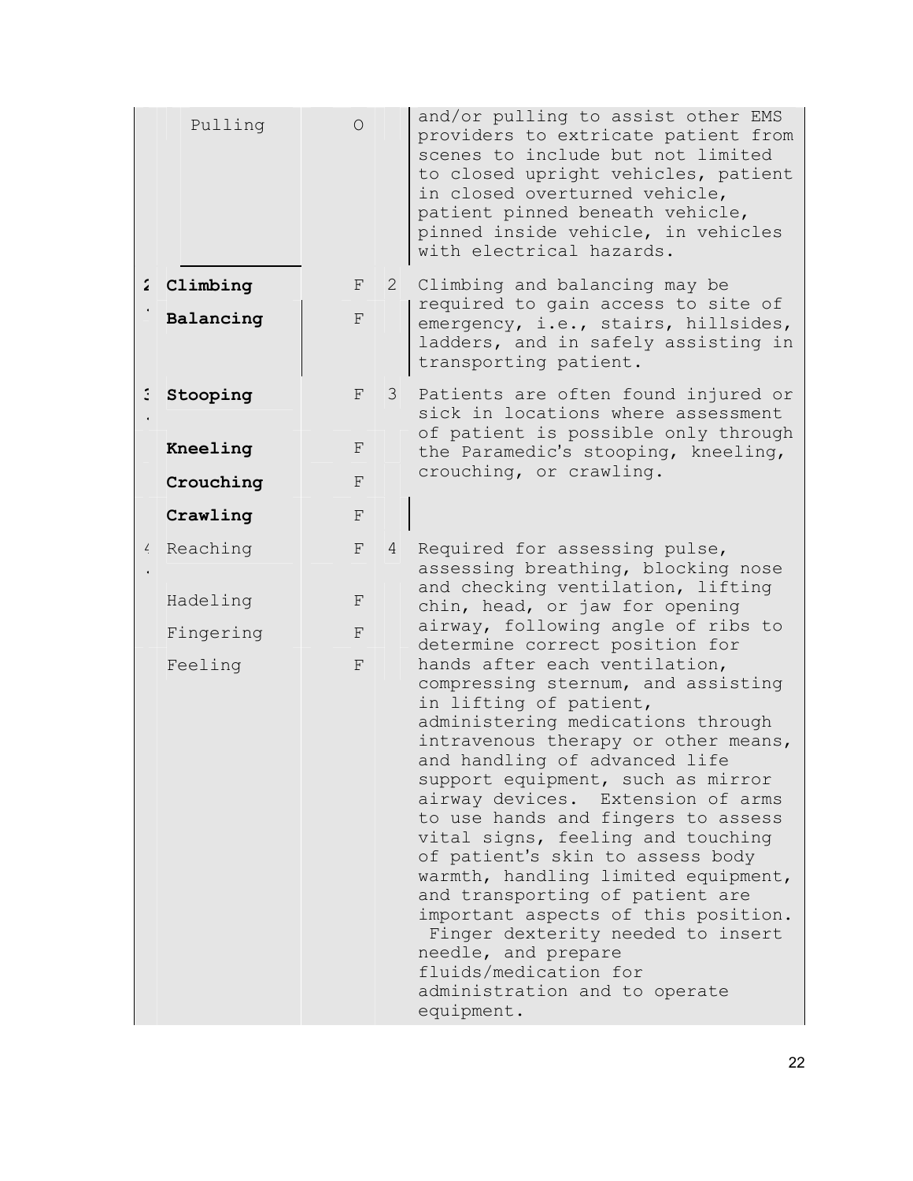| | Activity | Frequency | | Description |
|---|---|---|---|---|
| | Pulling | O | | and/or pulling to assist other EMS providers to extricate patient from scenes to include but not limited to closed upright vehicles, patient in closed overturned vehicle, patient pinned beneath vehicle, pinned inside vehicle, in vehicles with electrical hazards. |
| 2. | **Climbing** | F | 2 | Climbing and balancing may be required to gain access to site of emergency, i.e., stairs, hillsides, ladders, and in safely assisting in transporting patient. |
| | **Balancing** | F | | |
| 3. | **Stooping** | F | 3 | Patients are often found injured or sick in locations where assessment of patient is possible only through the Paramedic's stooping, kneeling, crouching, or crawling. |
| | **Kneeling** | F | | |
| | **Crouching** | F | | |
| | **Crawling** | F | | |
| 4. | Reaching | F | 4 | Required for assessing pulse, assessing breathing, blocking nose and checking ventilation, lifting chin, head, or jaw for opening airway, following angle of ribs to determine correct position for hands after each ventilation, compressing sternum, and assisting in lifting of patient, administering medications through intravenous therapy or other means, and handling of advanced life support equipment, such as mirror airway devices. Extension of arms to use hands and fingers to assess vital signs, feeling and touching of patient's skin to assess body warmth, handling limited equipment, and transporting of patient are important aspects of this position. Finger dexterity needed to insert needle, and prepare fluids/medication for administration and to operate equipment. |
| | Hadeling | F | | |
| | Fingering | F | | |
| | Feeling | F | | |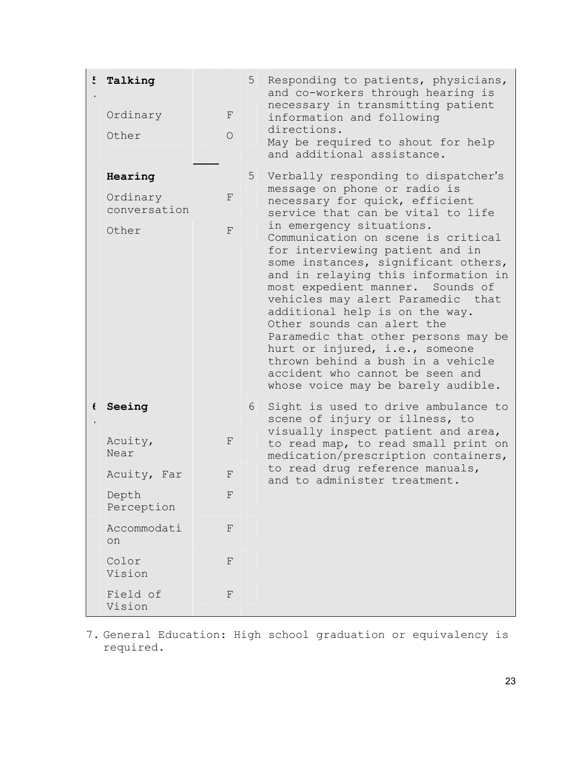| | | | | |
|---|---|---|---|---|
| 5. | **Talking** | | 5 | Responding to patients, physicians, and co-workers through hearing is necessary in transmitting patient information and following directions.<br>May be required to shout for help and additional assistance. |
| | Ordinary | F | | |
| | Other | O | | |
| | **Hearing** | | 5 | Verbally responding to dispatcher's message on phone or radio is necessary for quick, efficient service that can be vital to life in emergency situations. Communication on scene is critical for interviewing patient and in some instances, significant others, and in relaying this information in most expedient manner. Sounds of vehicles may alert Paramedic that additional help is on the way. Other sounds can alert the Paramedic that other persons may be hurt or injured, i.e., someone thrown behind a bush in a vehicle accident who cannot be seen and whose voice may be barely audible. |
| | Ordinary conversation | F | | |
| | Other | F | | |
| 6. | **Seeing** | | 6 | Sight is used to drive ambulance to scene of injury or illness, to visually inspect patient and area, to read map, to read small print on medication/prescription containers, to read drug reference manuals, and to administer treatment. |
| | Acuity, Near | F | | |
| | Acuity, Far | F | | |
| | Depth Perception | F | | |
| | Accommodation | F | | |
| | Color Vision | F | | |
| | Field of Vision | F | | |

7. General Education: High school graduation or equivalency is required.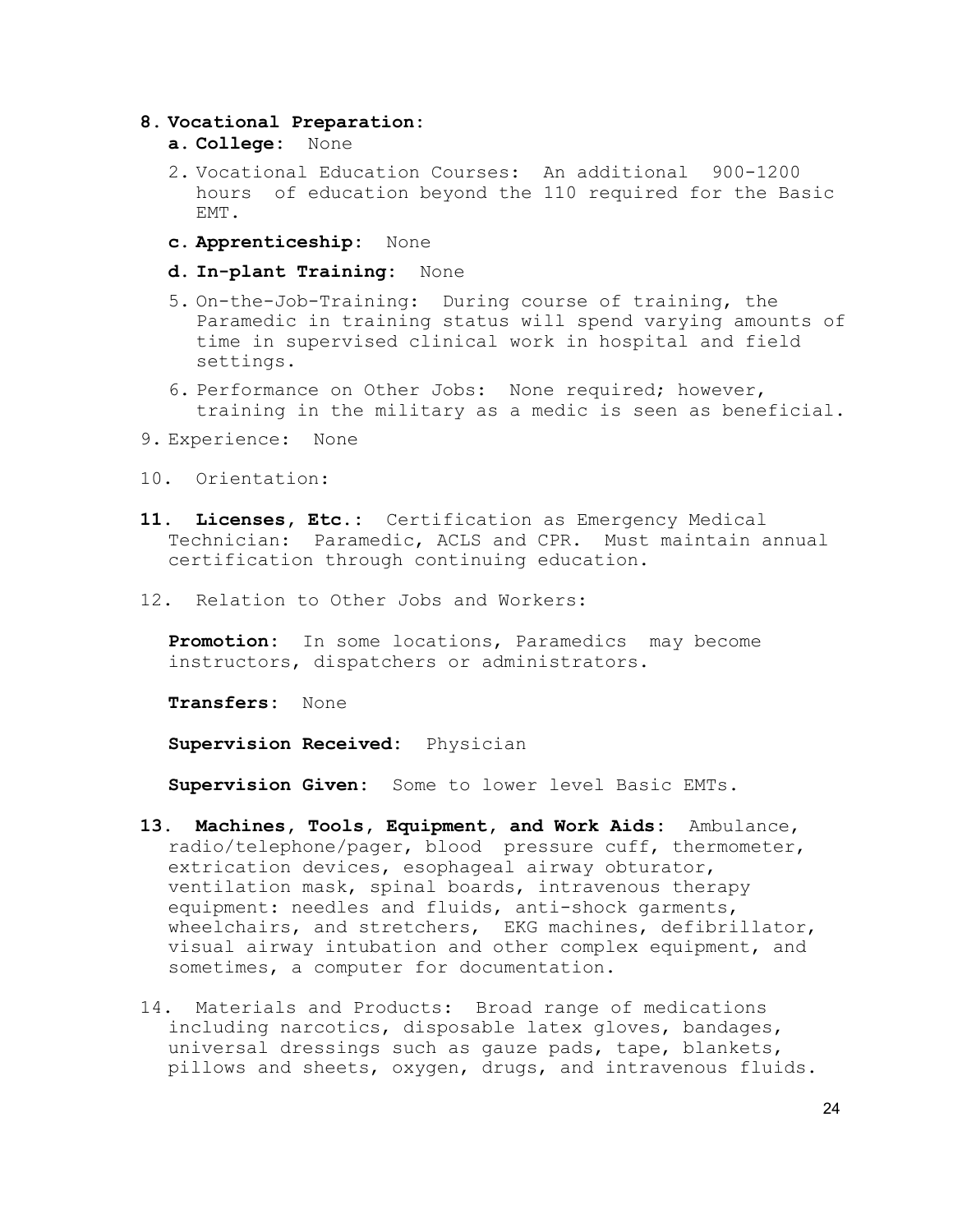8. **Vocational Preparation:**

   a. **College:** None

   2. Vocational Education Courses: An additional 900-1200 hours of education beyond the 110 required for the Basic EMT.

   c. **Apprenticeship:** None

   d. **In-plant Training:** None

   5. On-the-Job-Training: During course of training, the Paramedic in training status will spend varying amounts of time in supervised clinical work in hospital and field settings.

   6. Performance on Other Jobs: None required; however, training in the military as a medic is seen as beneficial.

9. Experience: None

10. Orientation:

11. **Licenses, Etc.:** Certification as Emergency Medical Technician: Paramedic, ACLS and CPR. Must maintain annual certification through continuing education.

12. Relation to Other Jobs and Workers:

    **Promotion:** In some locations, Paramedics may become instructors, dispatchers or administrators.

    **Transfers:** None

    **Supervision Received:** Physician

    **Supervision Given:** Some to lower level Basic EMTs.

13. **Machines, Tools, Equipment, and Work Aids:** Ambulance, radio/telephone/pager, blood pressure cuff, thermometer, extrication devices, esophageal airway obturator, ventilation mask, spinal boards, intravenous therapy equipment: needles and fluids, anti-shock garments, wheelchairs, and stretchers, EKG machines, defibrillator, visual airway intubation and other complex equipment, and sometimes, a computer for documentation.

14. Materials and Products: Broad range of medications including narcotics, disposable latex gloves, bandages, universal dressings such as gauze pads, tape, blankets, pillows and sheets, oxygen, drugs, and intravenous fluids.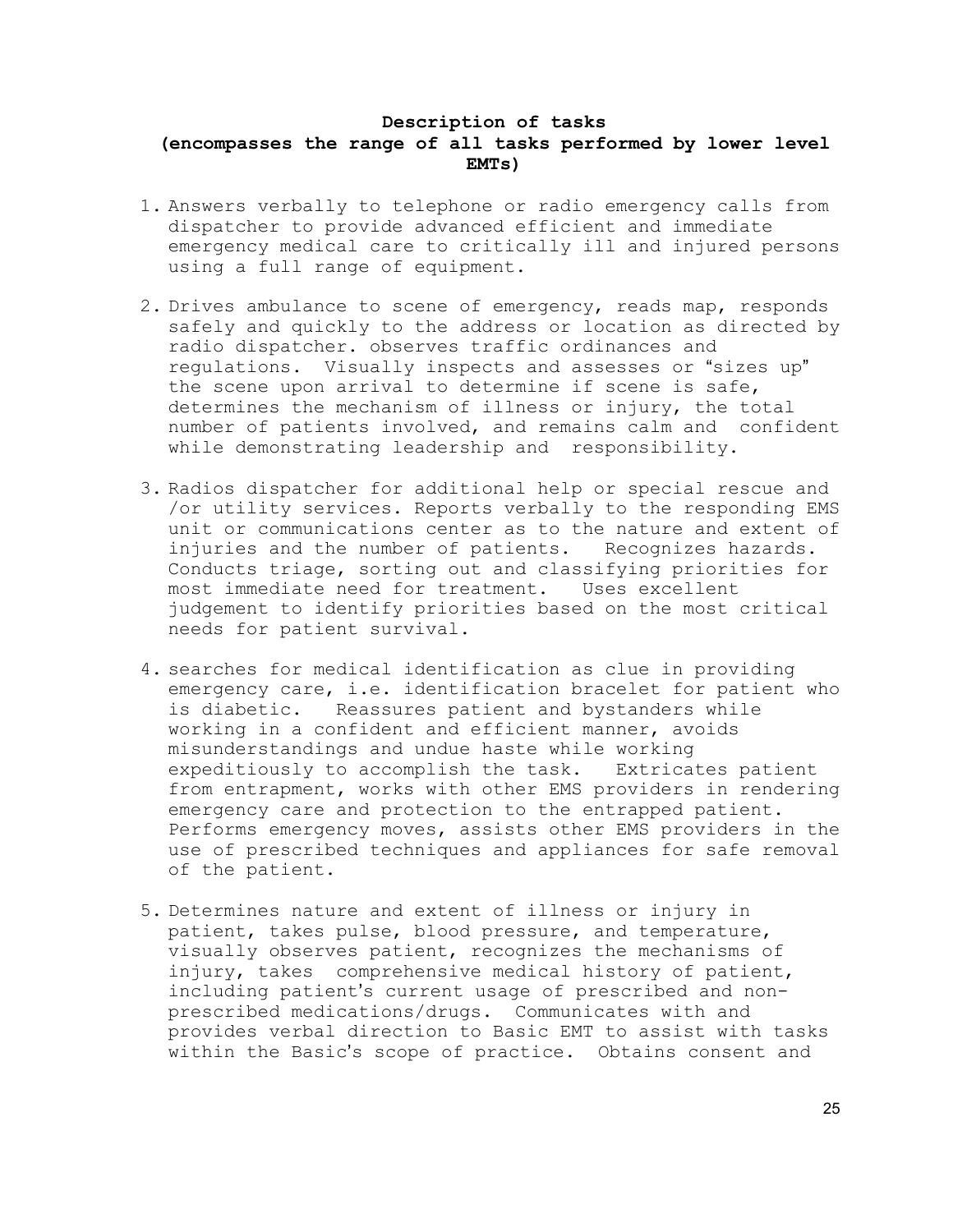**Description of tasks**
**(encompasses the range of all tasks performed by lower level EMTs)**

1. Answers verbally to telephone or radio emergency calls from dispatcher to provide advanced efficient and immediate emergency medical care to critically ill and injured persons using a full range of equipment.

2. Drives ambulance to scene of emergency, reads map, responds safely and quickly to the address or location as directed by radio dispatcher. observes traffic ordinances and regulations. Visually inspects and assesses or "sizes up" the scene upon arrival to determine if scene is safe, determines the mechanism of illness or injury, the total number of patients involved, and remains calm and confident while demonstrating leadership and responsibility.

3. Radios dispatcher for additional help or special rescue and /or utility services. Reports verbally to the responding EMS unit or communications center as to the nature and extent of injuries and the number of patients. Recognizes hazards. Conducts triage, sorting out and classifying priorities for most immediate need for treatment. Uses excellent judgement to identify priorities based on the most critical needs for patient survival.

4. searches for medical identification as clue in providing emergency care, i.e. identification bracelet for patient who is diabetic. Reassures patient and bystanders while working in a confident and efficient manner, avoids misunderstandings and undue haste while working expeditiously to accomplish the task. Extricates patient from entrapment, works with other EMS providers in rendering emergency care and protection to the entrapped patient. Performs emergency moves, assists other EMS providers in the use of prescribed techniques and appliances for safe removal of the patient.

5. Determines nature and extent of illness or injury in patient, takes pulse, blood pressure, and temperature, visually observes patient, recognizes the mechanisms of injury, takes comprehensive medical history of patient, including patient's current usage of prescribed and non-prescribed medications/drugs. Communicates with and provides verbal direction to Basic EMT to assist with tasks within the Basic's scope of practice. Obtains consent and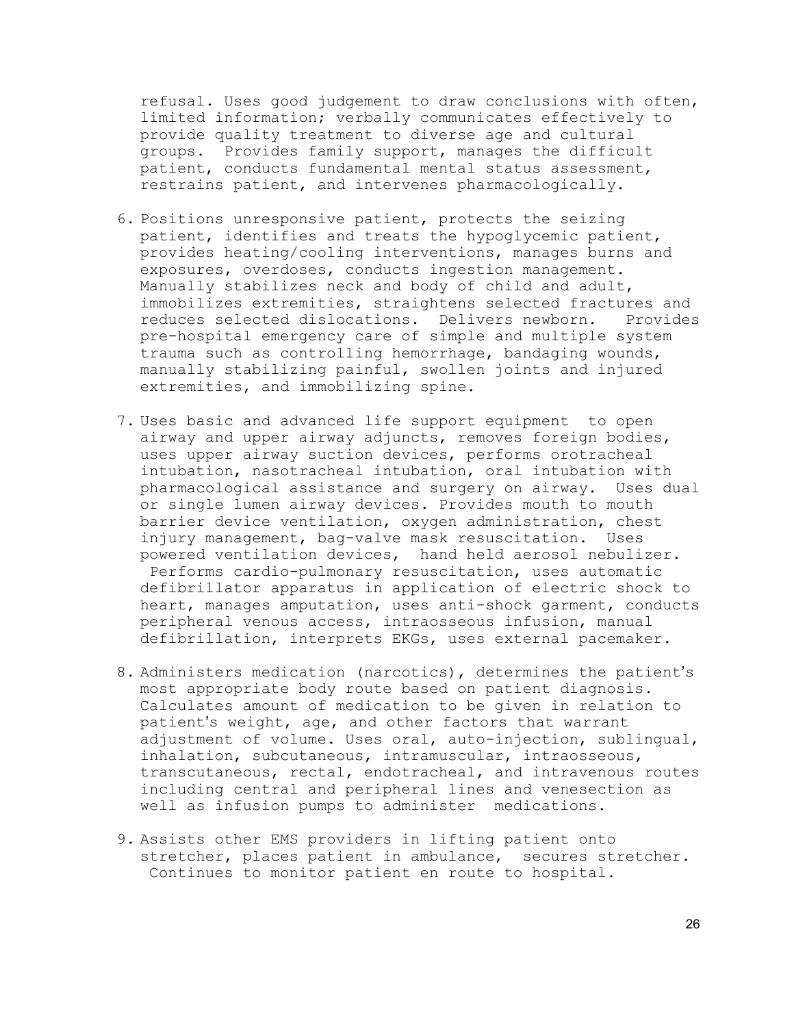refusal. Uses good judgement to draw conclusions with often, limited information; verbally communicates effectively to provide quality treatment to diverse age and cultural groups. Provides family support, manages the difficult patient, conducts fundamental mental status assessment, restrains patient, and intervenes pharmacologically.

6. Positions unresponsive patient, protects the seizing patient, identifies and treats the hypoglycemic patient, provides heating/cooling interventions, manages burns and exposures, overdoses, conducts ingestion management. Manually stabilizes neck and body of child and adult, immobilizes extremities, straightens selected fractures and reduces selected dislocations. Delivers newborn. Provides pre-hospital emergency care of simple and multiple system trauma such as controlling hemorrhage, bandaging wounds, manually stabilizing painful, swollen joints and injured extremities, and immobilizing spine.

7. Uses basic and advanced life support equipment to open airway and upper airway adjuncts, removes foreign bodies, uses upper airway suction devices, performs orotracheal intubation, nasotracheal intubation, oral intubation with pharmacological assistance and surgery on airway. Uses dual or single lumen airway devices. Provides mouth to mouth barrier device ventilation, oxygen administration, chest injury management, bag-valve mask resuscitation. Uses powered ventilation devices, hand held aerosol nebulizer. Performs cardio-pulmonary resuscitation, uses automatic defibrillator apparatus in application of electric shock to heart, manages amputation, uses anti-shock garment, conducts peripheral venous access, intraosseous infusion, manual defibrillation, interprets EKGs, uses external pacemaker.

8. Administers medication (narcotics), determines the patient's most appropriate body route based on patient diagnosis. Calculates amount of medication to be given in relation to patient's weight, age, and other factors that warrant adjustment of volume. Uses oral, auto-injection, sublingual, inhalation, subcutaneous, intramuscular, intraosseous, transcutaneous, rectal, endotracheal, and intravenous routes including central and peripheral lines and venesection as well as infusion pumps to administer medications.

9. Assists other EMS providers in lifting patient onto stretcher, places patient in ambulance, secures stretcher. Continues to monitor patient en route to hospital.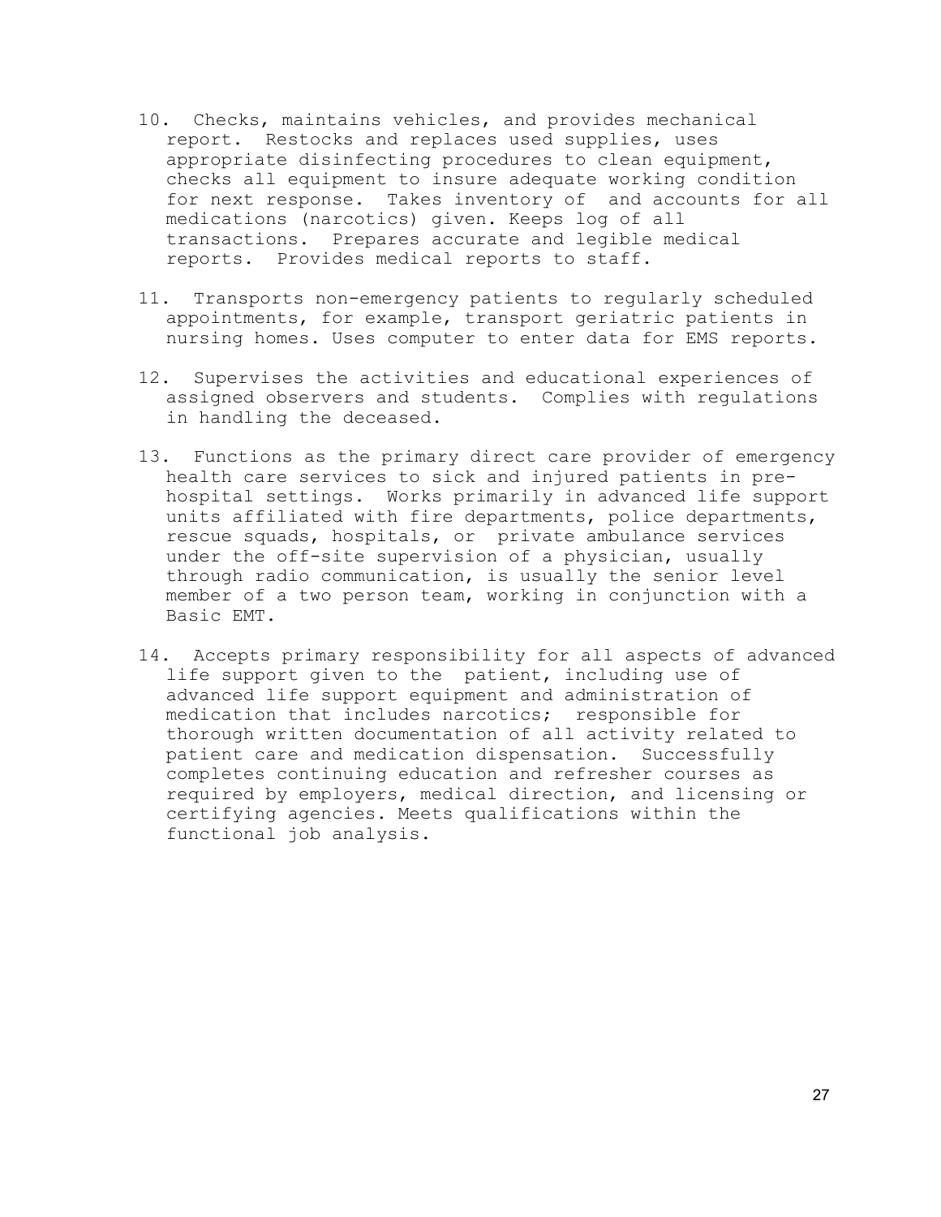10. Checks, maintains vehicles, and provides mechanical report. Restocks and replaces used supplies, uses appropriate disinfecting procedures to clean equipment, checks all equipment to insure adequate working condition for next response. Takes inventory of and accounts for all medications (narcotics) given. Keeps log of all transactions. Prepares accurate and legible medical reports. Provides medical reports to staff.

11. Transports non-emergency patients to regularly scheduled appointments, for example, transport geriatric patients in nursing homes. Uses computer to enter data for EMS reports.

12. Supervises the activities and educational experiences of assigned observers and students. Complies with regulations in handling the deceased.

13. Functions as the primary direct care provider of emergency health care services to sick and injured patients in pre-hospital settings. Works primarily in advanced life support units affiliated with fire departments, police departments, rescue squads, hospitals, or private ambulance services under the off-site supervision of a physician, usually through radio communication, is usually the senior level member of a two person team, working in conjunction with a Basic EMT.

14. Accepts primary responsibility for all aspects of advanced life support given to the patient, including use of advanced life support equipment and administration of medication that includes narcotics; responsible for thorough written documentation of all activity related to patient care and medication dispensation. Successfully completes continuing education and refresher courses as required by employers, medical direction, and licensing or certifying agencies. Meets qualifications within the functional job analysis.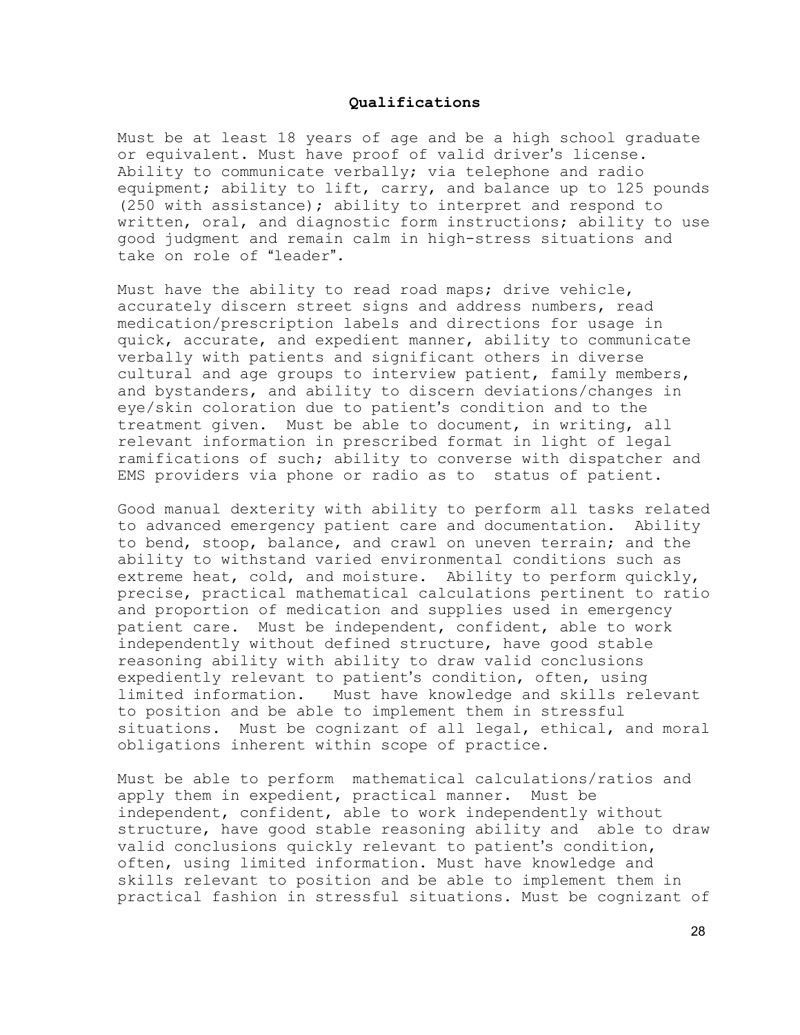## Qualifications

Must be at least 18 years of age and be a high school graduate or equivalent. Must have proof of valid driver's license. Ability to communicate verbally; via telephone and radio equipment; ability to lift, carry, and balance up to 125 pounds (250 with assistance); ability to interpret and respond to written, oral, and diagnostic form instructions; ability to use good judgment and remain calm in high-stress situations and take on role of "leader".

Must have the ability to read road maps; drive vehicle, accurately discern street signs and address numbers, read medication/prescription labels and directions for usage in quick, accurate, and expedient manner, ability to communicate verbally with patients and significant others in diverse cultural and age groups to interview patient, family members, and bystanders, and ability to discern deviations/changes in eye/skin coloration due to patient's condition and to the treatment given. Must be able to document, in writing, all relevant information in prescribed format in light of legal ramifications of such; ability to converse with dispatcher and EMS providers via phone or radio as to status of patient.

Good manual dexterity with ability to perform all tasks related to advanced emergency patient care and documentation. Ability to bend, stoop, balance, and crawl on uneven terrain; and the ability to withstand varied environmental conditions such as extreme heat, cold, and moisture. Ability to perform quickly, precise, practical mathematical calculations pertinent to ratio and proportion of medication and supplies used in emergency patient care. Must be independent, confident, able to work independently without defined structure, have good stable reasoning ability with ability to draw valid conclusions expediently relevant to patient's condition, often, using limited information. Must have knowledge and skills relevant to position and be able to implement them in stressful situations. Must be cognizant of all legal, ethical, and moral obligations inherent within scope of practice.

Must be able to perform mathematical calculations/ratios and apply them in expedient, practical manner. Must be independent, confident, able to work independently without structure, have good stable reasoning ability and able to draw valid conclusions quickly relevant to patient's condition, often, using limited information. Must have knowledge and skills relevant to position and be able to implement them in practical fashion in stressful situations. Must be cognizant of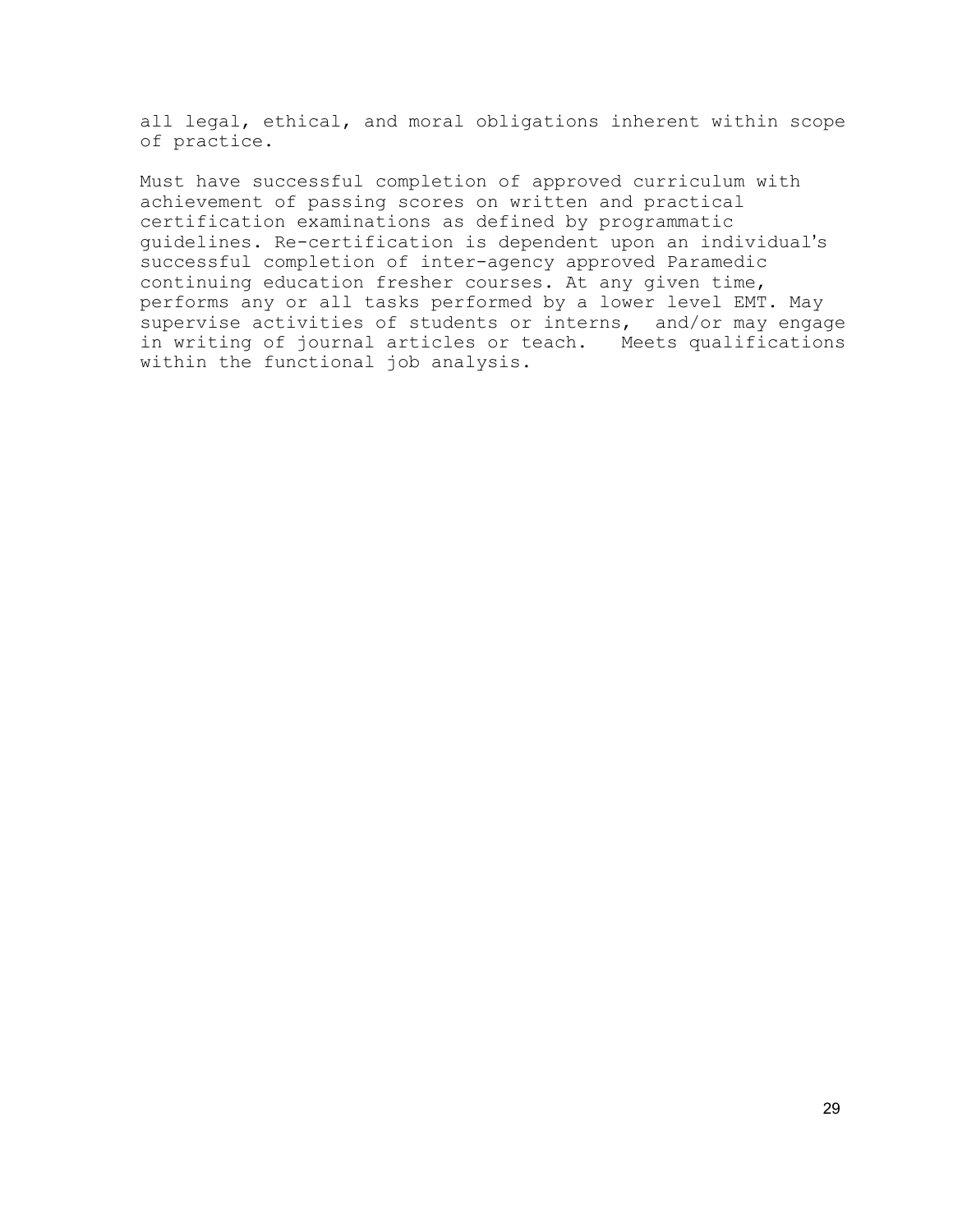all legal, ethical, and moral obligations inherent within scope of practice.

Must have successful completion of approved curriculum with achievement of passing scores on written and practical certification examinations as defined by programmatic guidelines. Re-certification is dependent upon an individual's successful completion of inter-agency approved Paramedic continuing education fresher courses. At any given time, performs any or all tasks performed by a lower level EMT. May supervise activities of students or interns, and/or may engage in writing of journal articles or teach. Meets qualifications within the functional job analysis.